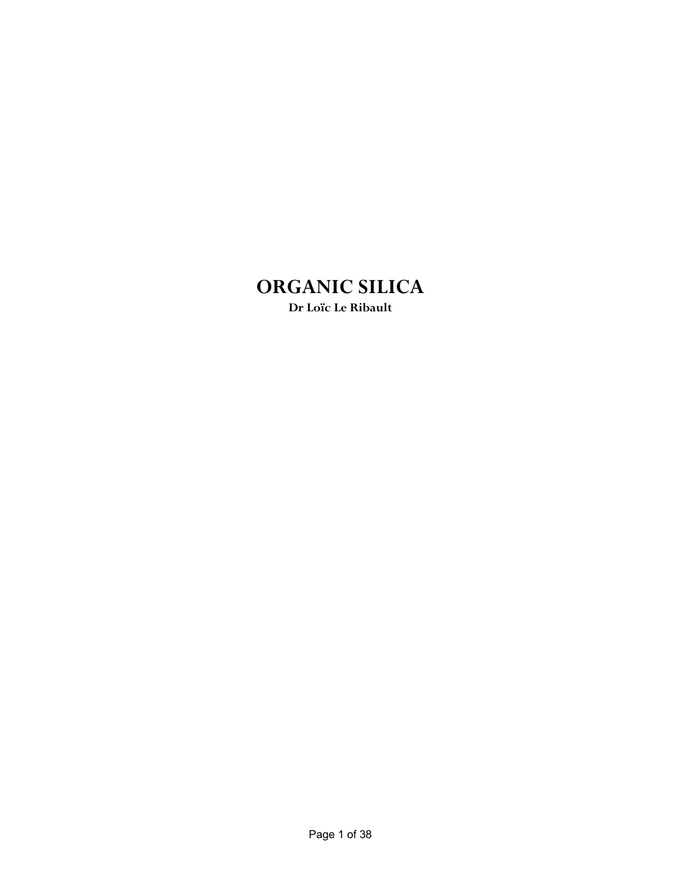# ORGANIC SILICA

**Dr Loïc Le Ribault**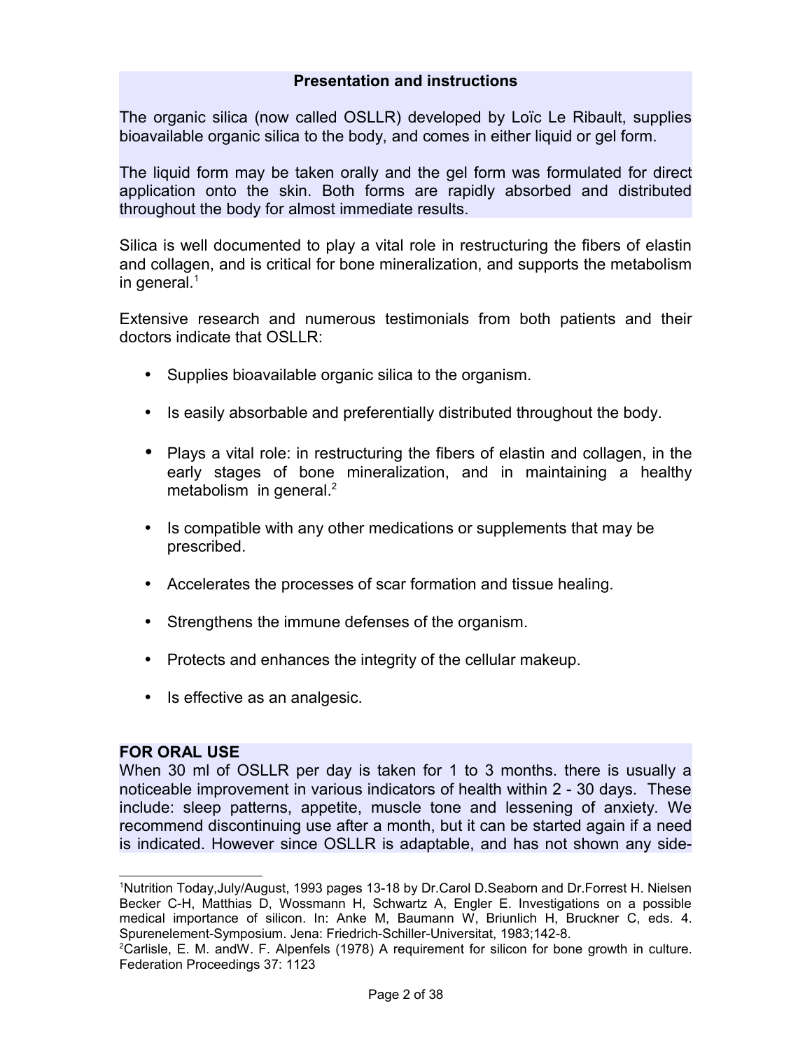## Presentation and instructions

The organic silica (now called OSLLR) developed by Loïc Le Ribault, supplies bioavailable organic silica to the body, and comes in either liquid or gel form.

The liquid form may be taken orally and the gel form was formulated for direct application onto the skin. Both forms are rapidly absorbed and distributed throughout the body for almost immediate results.

Silica is well documented to play a vital role in restructuring the fibers of elastin and collagen, and is critical for bone mineralization, and supports the metabolism in general.[1]

Extensive research and numerous testimonials from both patients and their doctors indicate that OSLLR:

- Supplies bioavailable organic silica to the organism.
- Is easily absorbable and preferentially distributed throughout the body.
- Plays a vital role: in restructuring the fibers of elastin and collagen, in the early stages of bone mineralization, and in maintaining a healthy metabolism in general.[2]
- Is compatible with any other medications or supplements that may be prescribed.
- Accelerates the processes of scar formation and tissue healing.
- Strengthens the immune defenses of the organism.
- Protects and enhances the integrity of the cellular makeup.
- Is effective as an analgesic.

**FOR ORAL USE**

When 30 ml of OSLLR per day is taken for 1 to 3 months. there is usually a noticeable improvement in various indicators of health within 2 - 30 days. These include: sleep patterns, appetite, muscle tone and lessening of anxiety. We recommend discontinuing use after a month, but it can be started again if a need is indicated. However since OSLLR is adaptable, and has not shown any side-

---

[1] Nutrition Today,July/August, 1993 pages 13-18 by Dr.Carol D.Seaborn and Dr.Forrest H. Nielsen Becker C-H, Matthias D, Wossmann H, Schwartz A, Engler E. Investigations on a possible medical importance of silicon. In: Anke M, Baumann W, Briunlich H, Bruckner C, eds. 4. Spurenelement-Symposium. Jena: Friedrich-Schiller-Universitat, 1983;142-8.

[2] Carlisle, E. M. andW. F. Alpenfels (1978) A requirement for silicon for bone growth in culture. Federation Proceedings 37: 1123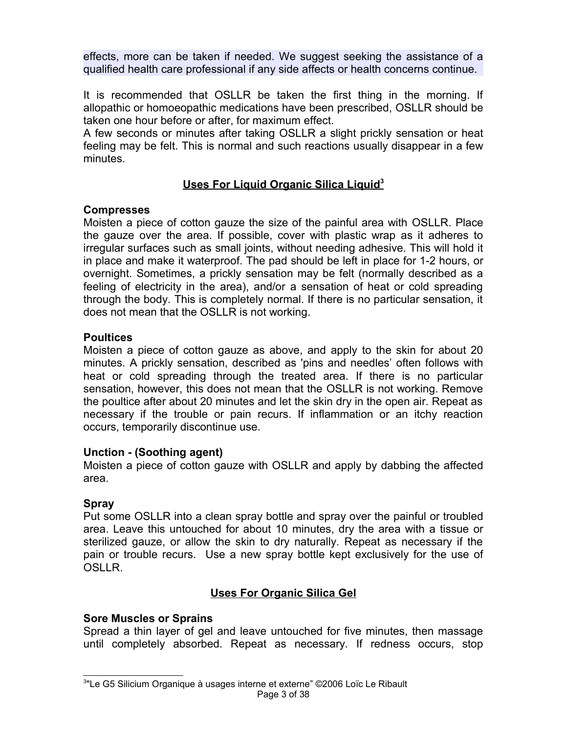effects, more can be taken if needed. We suggest seeking the assistance of a qualified health care professional if any side affects or health concerns continue.

It is recommended that OSLLR be taken the first thing in the morning. If allopathic or homoeopathic medications have been prescribed, OSLLR should be taken one hour before or after, for maximum effect.

A few seconds or minutes after taking OSLLR a slight prickly sensation or heat feeling may be felt. This is normal and such reactions usually disappear in a few minutes.

## Uses For Liquid Organic Silica Liquid[3]

### Compresses

Moisten a piece of cotton gauze the size of the painful area with OSLLR. Place the gauze over the area. If possible, cover with plastic wrap as it adheres to irregular surfaces such as small joints, without needing adhesive. This will hold it in place and make it waterproof. The pad should be left in place for 1-2 hours, or overnight. Sometimes, a prickly sensation may be felt (normally described as a feeling of electricity in the area), and/or a sensation of heat or cold spreading through the body. This is completely normal. If there is no particular sensation, it does not mean that the OSLLR is not working.

### Poultices

Moisten a piece of cotton gauze as above, and apply to the skin for about 20 minutes. A prickly sensation, described as 'pins and needles' often follows with heat or cold spreading through the treated area. If there is no particular sensation, however, this does not mean that the OSLLR is not working. Remove the poultice after about 20 minutes and let the skin dry in the open air. Repeat as necessary if the trouble or pain recurs. If inflammation or an itchy reaction occurs, temporarily discontinue use.

### Unction - (Soothing agent)

Moisten a piece of cotton gauze with OSLLR and apply by dabbing the affected area.

### Spray

Put some OSLLR into a clean spray bottle and spray over the painful or troubled area. Leave this untouched for about 10 minutes, dry the area with a tissue or sterilized gauze, or allow the skin to dry naturally. Repeat as necessary if the pain or trouble recurs. Use a new spray bottle kept exclusively for the use of OSLLR.

## Uses For Organic Silica Gel

### Sore Muscles or Sprains

Spread a thin layer of gel and leave untouched for five minutes, then massage until completely absorbed. Repeat as necessary. If redness occurs, stop

[3] "Le G5 Silicium Organique à usages interne et externe" ©2006 Loïc Le Ribault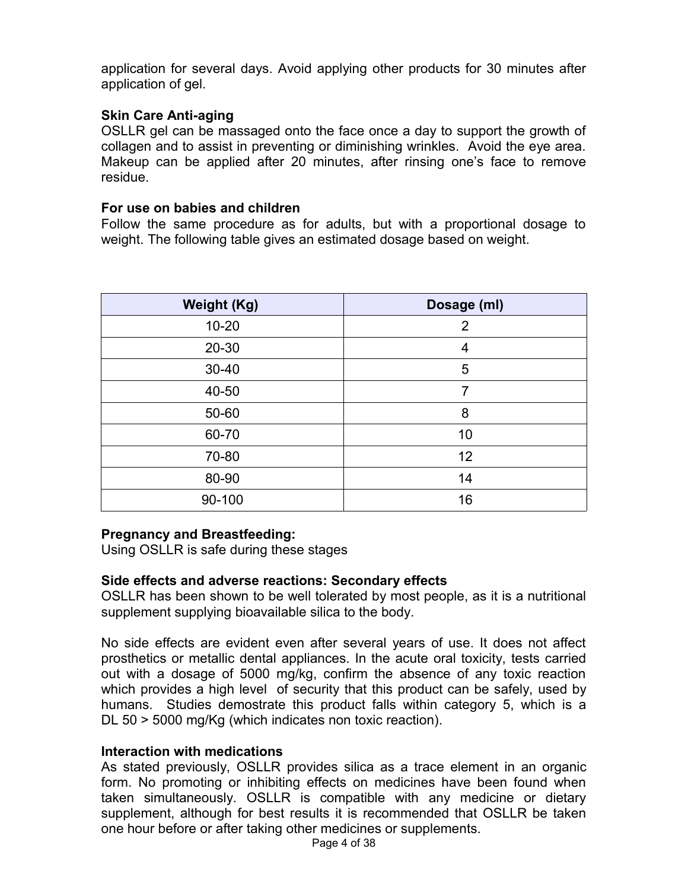application for several days. Avoid applying other products for 30 minutes after application of gel.

**Skin Care Anti-aging**

OSLLR gel can be massaged onto the face once a day to support the growth of collagen and to assist in preventing or diminishing wrinkles. Avoid the eye area. Makeup can be applied after 20 minutes, after rinsing one's face to remove residue.

**For use on babies and children**

Follow the same procedure as for adults, but with a proportional dosage to weight. The following table gives an estimated dosage based on weight.

| Weight (Kg) | Dosage (ml) |
|---|---|
| 10-20 | 2 |
| 20-30 | 4 |
| 30-40 | 5 |
| 40-50 | 7 |
| 50-60 | 8 |
| 60-70 | 10 |
| 70-80 | 12 |
| 80-90 | 14 |
| 90-100 | 16 |

**Pregnancy and Breastfeeding:**

Using OSLLR is safe during these stages

**Side effects and adverse reactions: Secondary effects**

OSLLR has been shown to be well tolerated by most people, as it is a nutritional supplement supplying bioavailable silica to the body.

No side effects are evident even after several years of use. It does not affect prosthetics or metallic dental appliances. In the acute oral toxicity, tests carried out with a dosage of 5000 mg/kg, confirm the absence of any toxic reaction which provides a high level of security that this product can be safely, used by humans. Studies demostrate this product falls within category 5, which is a DL 50 > 5000 mg/Kg (which indicates non toxic reaction).

**Interaction with medications**

As stated previously, OSLLR provides silica as a trace element in an organic form. No promoting or inhibiting effects on medicines have been found when taken simultaneously. OSLLR is compatible with any medicine or dietary supplement, although for best results it is recommended that OSLLR be taken one hour before or after taking other medicines or supplements.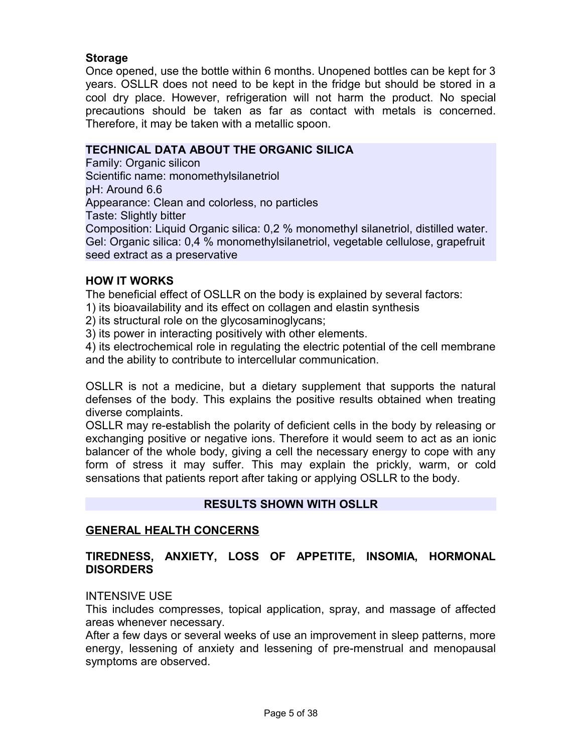### Storage

Once opened, use the bottle within 6 months. Unopened bottles can be kept for 3 years. OSLLR does not need to be kept in the fridge but should be stored in a cool dry place. However, refrigeration will not harm the product. No special precautions should be taken as far as contact with metals is concerned. Therefore, it may be taken with a metallic spoon.

### TECHNICAL DATA ABOUT THE ORGANIC SILICA

Family: Organic silicon
Scientific name: monomethylsilanetriol
pH: Around 6.6
Appearance: Clean and colorless, no particles
Taste: Slightly bitter
Composition: Liquid Organic silica: 0,2 % monomethyl silanetriol, distilled water.
Gel: Organic silica: 0,4 % monomethylsilanetriol, vegetable cellulose, grapefruit seed extract as a preservative

### HOW IT WORKS

The beneficial effect of OSLLR on the body is explained by several factors:

1) its bioavailability and its effect on collagen and elastin synthesis
2) its structural role on the glycosaminoglycans;
3) its power in interacting positively with other elements.
4) its electrochemical role in regulating the electric potential of the cell membrane and the ability to contribute to intercellular communication.

OSLLR is not a medicine, but a dietary supplement that supports the natural defenses of the body. This explains the positive results obtained when treating diverse complaints.

OSLLR may re-establish the polarity of deficient cells in the body by releasing or exchanging positive or negative ions. Therefore it would seem to act as an ionic balancer of the whole body, giving a cell the necessary energy to cope with any form of stress it may suffer. This may explain the prickly, warm, or cold sensations that patients report after taking or applying OSLLR to the body.

## RESULTS SHOWN WITH OSLLR

## GENERAL HEALTH CONCERNS

### TIREDNESS, ANXIETY, LOSS OF APPETITE, INSOMIA, HORMONAL DISORDERS

INTENSIVE USE

This includes compresses, topical application, spray, and massage of affected areas whenever necessary.

After a few days or several weeks of use an improvement in sleep patterns, more energy, lessening of anxiety and lessening of pre-menstrual and menopausal symptoms are observed.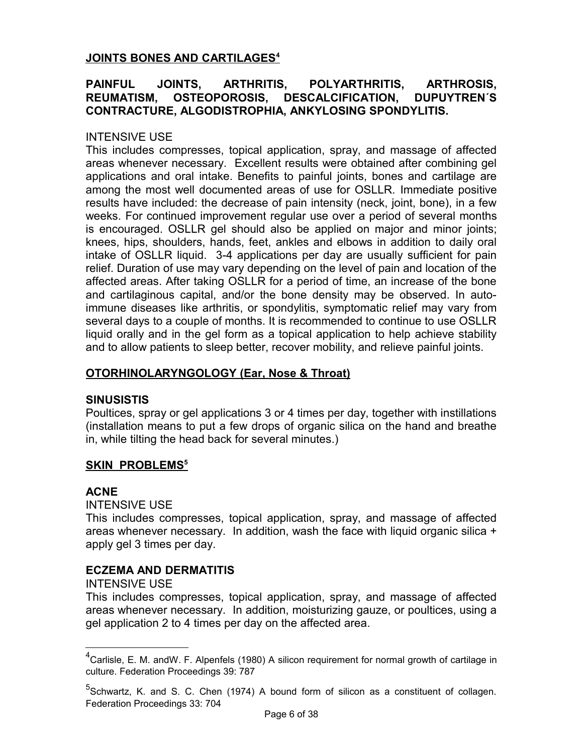## JOINTS BONES AND CARTILAGES[4]

### PAINFUL JOINTS, ARTHRITIS, POLYARTHRITIS, ARTHROSIS, REUMATISM, OSTEOPOROSIS, DESCALCIFICATION, DUPUYTREN´S CONTRACTURE, ALGODISTROPHIA, ANKYLOSING SPONDYLITIS.

INTENSIVE USE

This includes compresses, topical application, spray, and massage of affected areas whenever necessary. Excellent results were obtained after combining gel applications and oral intake. Benefits to painful joints, bones and cartilage are among the most well documented areas of use for OSLLR. Immediate positive results have included: the decrease of pain intensity (neck, joint, bone), in a few weeks. For continued improvement regular use over a period of several months is encouraged. OSLLR gel should also be applied on major and minor joints; knees, hips, shoulders, hands, feet, ankles and elbows in addition to daily oral intake of OSLLR liquid. 3-4 applications per day are usually sufficient for pain relief. Duration of use may vary depending on the level of pain and location of the affected areas. After taking OSLLR for a period of time, an increase of the bone and cartilaginous capital, and/or the bone density may be observed. In auto-immune diseases like arthritis, or spondylitis, symptomatic relief may vary from several days to a couple of months. It is recommended to continue to use OSLLR liquid orally and in the gel form as a topical application to help achieve stability and to allow patients to sleep better, recover mobility, and relieve painful joints.

## OTORHINOLARYNGOLOGY (Ear, Nose & Throat)

### SINUSISTIS

Poultices, spray or gel applications 3 or 4 times per day, together with instillations (installation means to put a few drops of organic silica on the hand and breathe in, while tilting the head back for several minutes.)

## SKIN PROBLEMS[5]

### ACNE

INTENSIVE USE

This includes compresses, topical application, spray, and massage of affected areas whenever necessary. In addition, wash the face with liquid organic silica + apply gel 3 times per day.

### ECZEMA AND DERMATITIS

INTENSIVE USE

This includes compresses, topical application, spray, and massage of affected areas whenever necessary. In addition, moisturizing gauze, or poultices, using a gel application 2 to 4 times per day on the affected area.

---

[4] Carlisle, E. M. andW. F. Alpenfels (1980) A silicon requirement for normal growth of cartilage in culture. Federation Proceedings 39: 787

[5] Schwartz, K. and S. C. Chen (1974) A bound form of silicon as a constituent of collagen. Federation Proceedings 33: 704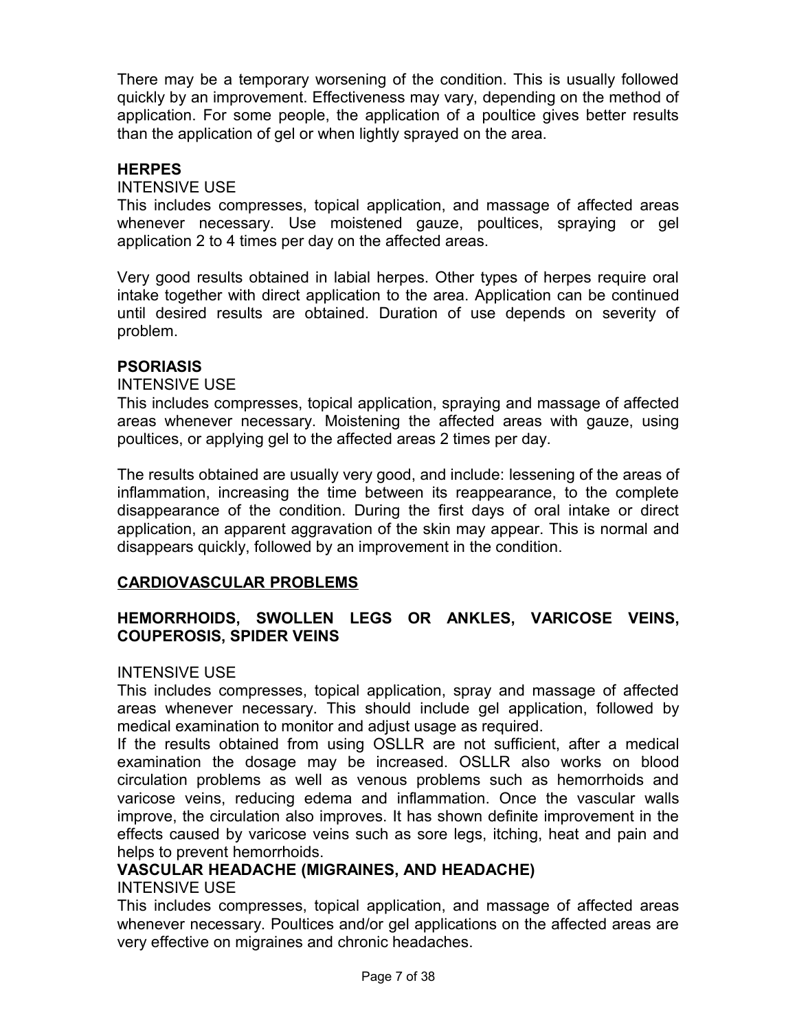There may be a temporary worsening of the condition. This is usually followed quickly by an improvement. Effectiveness may vary, depending on the method of application. For some people, the application of a poultice gives better results than the application of gel or when lightly sprayed on the area.

**HERPES**

INTENSIVE USE

This includes compresses, topical application, and massage of affected areas whenever necessary. Use moistened gauze, poultices, spraying or gel application 2 to 4 times per day on the affected areas.

Very good results obtained in labial herpes. Other types of herpes require oral intake together with direct application to the area. Application can be continued until desired results are obtained. Duration of use depends on severity of problem.

**PSORIASIS**

INTENSIVE USE

This includes compresses, topical application, spraying and massage of affected areas whenever necessary. Moistening the affected areas with gauze, using poultices, or applying gel to the affected areas 2 times per day.

The results obtained are usually very good, and include: lessening of the areas of inflammation, increasing the time between its reappearance, to the complete disappearance of the condition. During the first days of oral intake or direct application, an apparent aggravation of the skin may appear. This is normal and disappears quickly, followed by an improvement in the condition.

## CARDIOVASCULAR PROBLEMS

**HEMORRHOIDS, SWOLLEN LEGS OR ANKLES, VARICOSE VEINS, COUPEROSIS, SPIDER VEINS**

INTENSIVE USE

This includes compresses, topical application, spray and massage of affected areas whenever necessary. This should include gel application, followed by medical examination to monitor and adjust usage as required.

If the results obtained from using OSLLR are not sufficient, after a medical examination the dosage may be increased. OSLLR also works on blood circulation problems as well as venous problems such as hemorrhoids and varicose veins, reducing edema and inflammation. Once the vascular walls improve, the circulation also improves. It has shown definite improvement in the effects caused by varicose veins such as sore legs, itching, heat and pain and helps to prevent hemorrhoids.

**VASCULAR HEADACHE (MIGRAINES, AND HEADACHE)**

INTENSIVE USE

This includes compresses, topical application, and massage of affected areas whenever necessary. Poultices and/or gel applications on the affected areas are very effective on migraines and chronic headaches.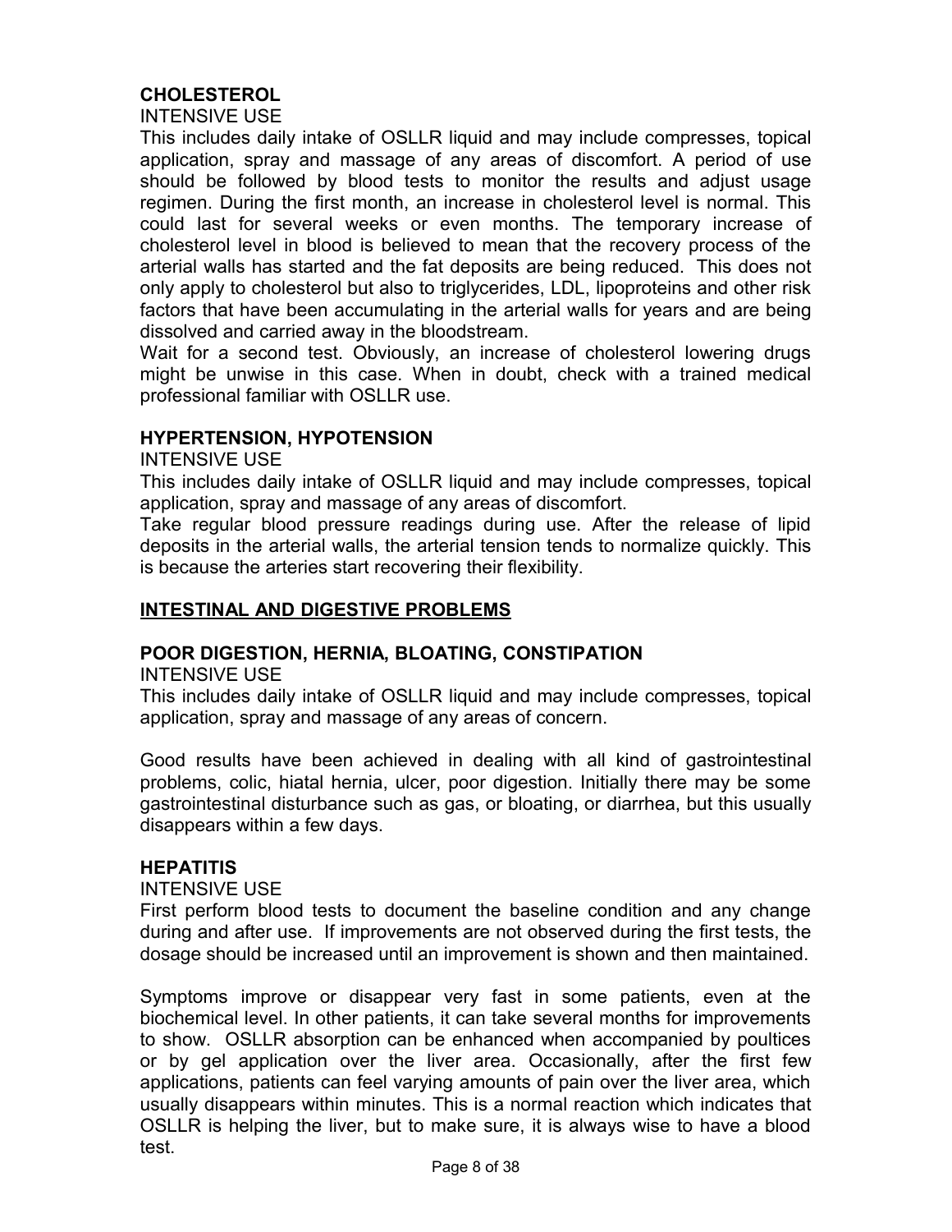### CHOLESTEROL

INTENSIVE USE

This includes daily intake of OSLLR liquid and may include compresses, topical application, spray and massage of any areas of discomfort. A period of use should be followed by blood tests to monitor the results and adjust usage regimen. During the first month, an increase in cholesterol level is normal. This could last for several weeks or even months. The temporary increase of cholesterol level in blood is believed to mean that the recovery process of the arterial walls has started and the fat deposits are being reduced. This does not only apply to cholesterol but also to triglycerides, LDL, lipoproteins and other risk factors that have been accumulating in the arterial walls for years and are being dissolved and carried away in the bloodstream.

Wait for a second test. Obviously, an increase of cholesterol lowering drugs might be unwise in this case. When in doubt, check with a trained medical professional familiar with OSLLR use.

### HYPERTENSION, HYPOTENSION

INTENSIVE USE

This includes daily intake of OSLLR liquid and may include compresses, topical application, spray and massage of any areas of discomfort.

Take regular blood pressure readings during use. After the release of lipid deposits in the arterial walls, the arterial tension tends to normalize quickly. This is because the arteries start recovering their flexibility.

## INTESTINAL AND DIGESTIVE PROBLEMS

### POOR DIGESTION, HERNIA, BLOATING, CONSTIPATION

INTENSIVE USE

This includes daily intake of OSLLR liquid and may include compresses, topical application, spray and massage of any areas of concern.

Good results have been achieved in dealing with all kind of gastrointestinal problems, colic, hiatal hernia, ulcer, poor digestion. Initially there may be some gastrointestinal disturbance such as gas, or bloating, or diarrhea, but this usually disappears within a few days.

### HEPATITIS

INTENSIVE USE

First perform blood tests to document the baseline condition and any change during and after use. If improvements are not observed during the first tests, the dosage should be increased until an improvement is shown and then maintained.

Symptoms improve or disappear very fast in some patients, even at the biochemical level. In other patients, it can take several months for improvements to show. OSLLR absorption can be enhanced when accompanied by poultices or by gel application over the liver area. Occasionally, after the first few applications, patients can feel varying amounts of pain over the liver area, which usually disappears within minutes. This is a normal reaction which indicates that OSLLR is helping the liver, but to make sure, it is always wise to have a blood test.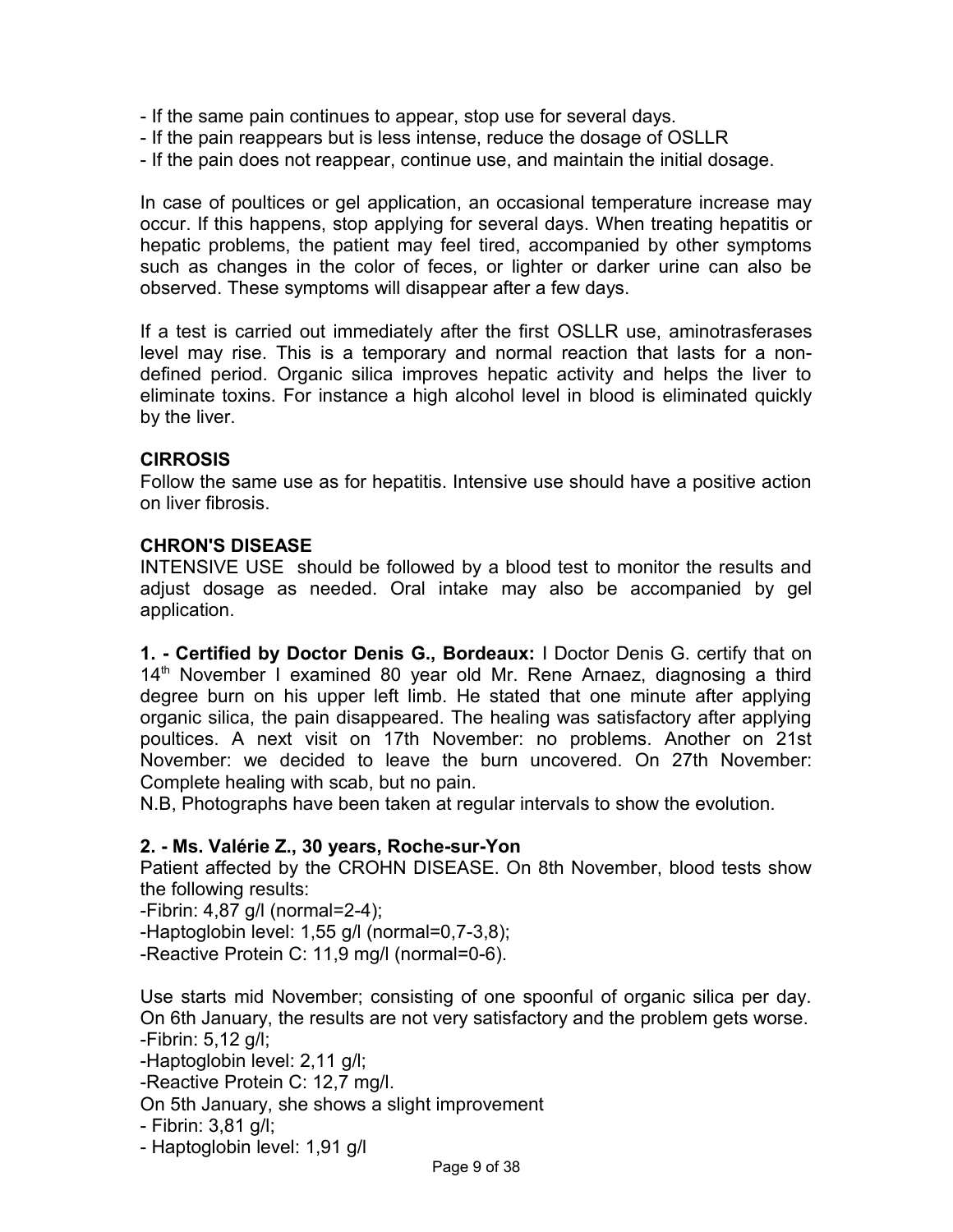- If the same pain continues to appear, stop use for several days.
- If the pain reappears but is less intense, reduce the dosage of OSLLR
- If the pain does not reappear, continue use, and maintain the initial dosage.

In case of poultices or gel application, an occasional temperature increase may occur. If this happens, stop applying for several days. When treating hepatitis or hepatic problems, the patient may feel tired, accompanied by other symptoms such as changes in the color of feces, or lighter or darker urine can also be observed. These symptoms will disappear after a few days.

If a test is carried out immediately after the first OSLLR use, aminotrasferases level may rise. This is a temporary and normal reaction that lasts for a non-defined period. Organic silica improves hepatic activity and helps the liver to eliminate toxins. For instance a high alcohol level in blood is eliminated quickly by the liver.

**CIRROSIS**

Follow the same use as for hepatitis. Intensive use should have a positive action on liver fibrosis.

**CHRON'S DISEASE**

INTENSIVE USE should be followed by a blood test to monitor the results and adjust dosage as needed. Oral intake may also be accompanied by gel application.

**1. - Certified by Doctor Denis G., Bordeaux:** I Doctor Denis G. certify that on 14th November I examined 80 year old Mr. Rene Arnaez, diagnosing a third degree burn on his upper left limb. He stated that one minute after applying organic silica, the pain disappeared. The healing was satisfactory after applying poultices. A next visit on 17th November: no problems. Another on 21st November: we decided to leave the burn uncovered. On 27th November: Complete healing with scab, but no pain.

N.B, Photographs have been taken at regular intervals to show the evolution.

**2. - Ms. Valérie Z., 30 years, Roche-sur-Yon**

Patient affected by the CROHN DISEASE. On 8th November, blood tests show the following results:

-Fibrin: 4,87 g/l (normal=2-4);
-Haptoglobin level: 1,55 g/l (normal=0,7-3,8);
-Reactive Protein C: 11,9 mg/l (normal=0-6).

Use starts mid November; consisting of one spoonful of organic silica per day. On 6th January, the results are not very satisfactory and the problem gets worse.

-Fibrin: 5,12 g/l;
-Haptoglobin level: 2,11 g/l;
-Reactive Protein C: 12,7 mg/l.

On 5th January, she shows a slight improvement

- Fibrin: 3,81 g/l;
- Haptoglobin level: 1,91 g/l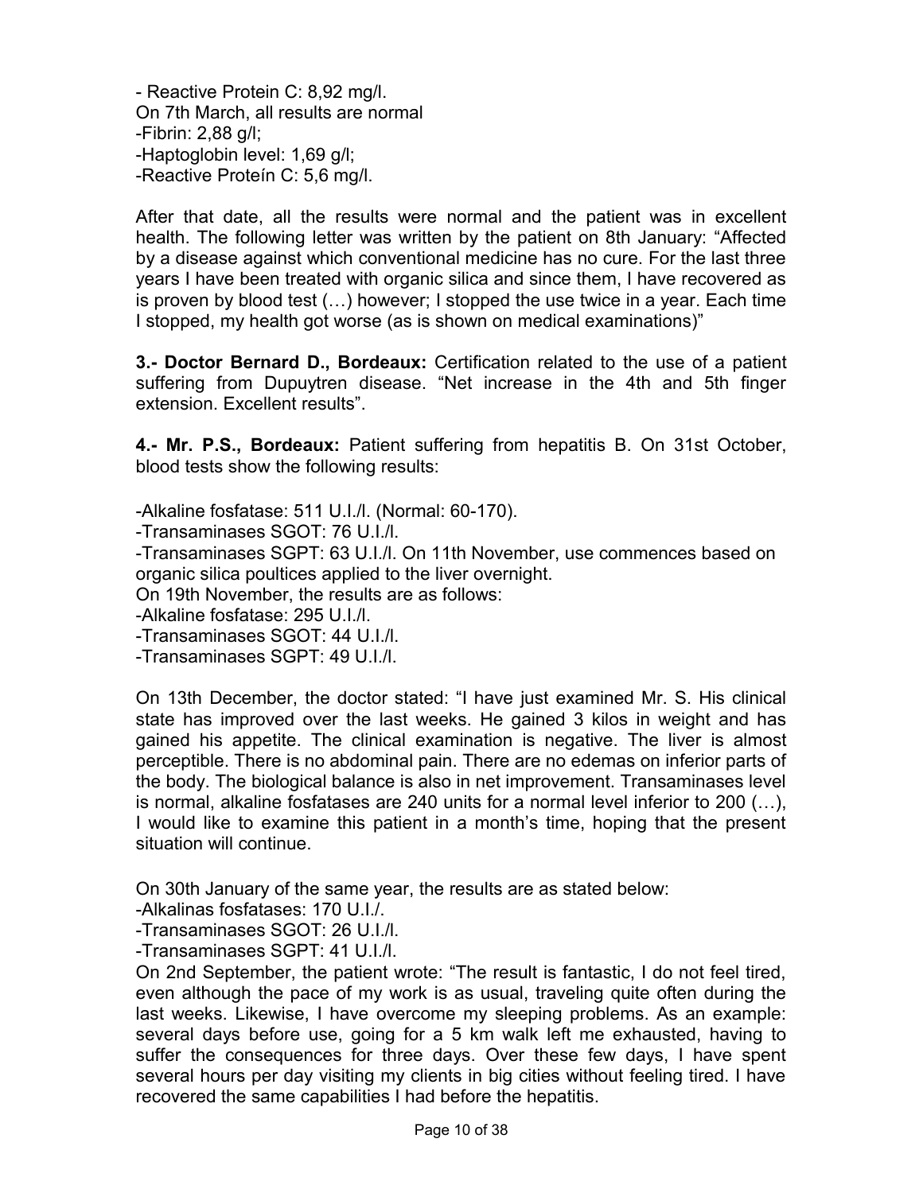- Reactive Protein C: 8,92 mg/l.
On 7th March, all results are normal
-Fibrin: 2,88 g/l;
-Haptoglobin level: 1,69 g/l;
-Reactive Proteín C: 5,6 mg/l.

After that date, all the results were normal and the patient was in excellent health. The following letter was written by the patient on 8th January: "Affected by a disease against which conventional medicine has no cure. For the last three years I have been treated with organic silica and since them, I have recovered as is proven by blood test (…) however; I stopped the use twice in a year. Each time I stopped, my health got worse (as is shown on medical examinations)"

**3.- Doctor Bernard D., Bordeaux:** Certification related to the use of a patient suffering from Dupuytren disease. "Net increase in the 4th and 5th finger extension. Excellent results".

**4.- Mr. P.S., Bordeaux:** Patient suffering from hepatitis B. On 31st October, blood tests show the following results:

-Alkaline fosfatase: 511 U.I./l. (Normal: 60-170).
-Transaminases SGOT: 76 U.I./l.
-Transaminases SGPT: 63 U.I./l. On 11th November, use commences based on organic silica poultices applied to the liver overnight.
On 19th November, the results are as follows:
-Alkaline fosfatase: 295 U.I./l.
-Transaminases SGOT: 44 U.I./l.
-Transaminases SGPT: 49 U.I./l.

On 13th December, the doctor stated: "I have just examined Mr. S. His clinical state has improved over the last weeks. He gained 3 kilos in weight and has gained his appetite. The clinical examination is negative. The liver is almost perceptible. There is no abdominal pain. There are no edemas on inferior parts of the body. The biological balance is also in net improvement. Transaminases level is normal, alkaline fosfatases are 240 units for a normal level inferior to 200 (…), I would like to examine this patient in a month's time, hoping that the present situation will continue.

On 30th January of the same year, the results are as stated below:
-Alkalinas fosfatases: 170 U.I./.
-Transaminases SGOT: 26 U.I./l.
-Transaminases SGPT: 41 U.I./l.
On 2nd September, the patient wrote: "The result is fantastic, I do not feel tired, even although the pace of my work is as usual, traveling quite often during the last weeks. Likewise, I have overcome my sleeping problems. As an example: several days before use, going for a 5 km walk left me exhausted, having to suffer the consequences for three days. Over these few days, I have spent several hours per day visiting my clients in big cities without feeling tired. I have recovered the same capabilities I had before the hepatitis.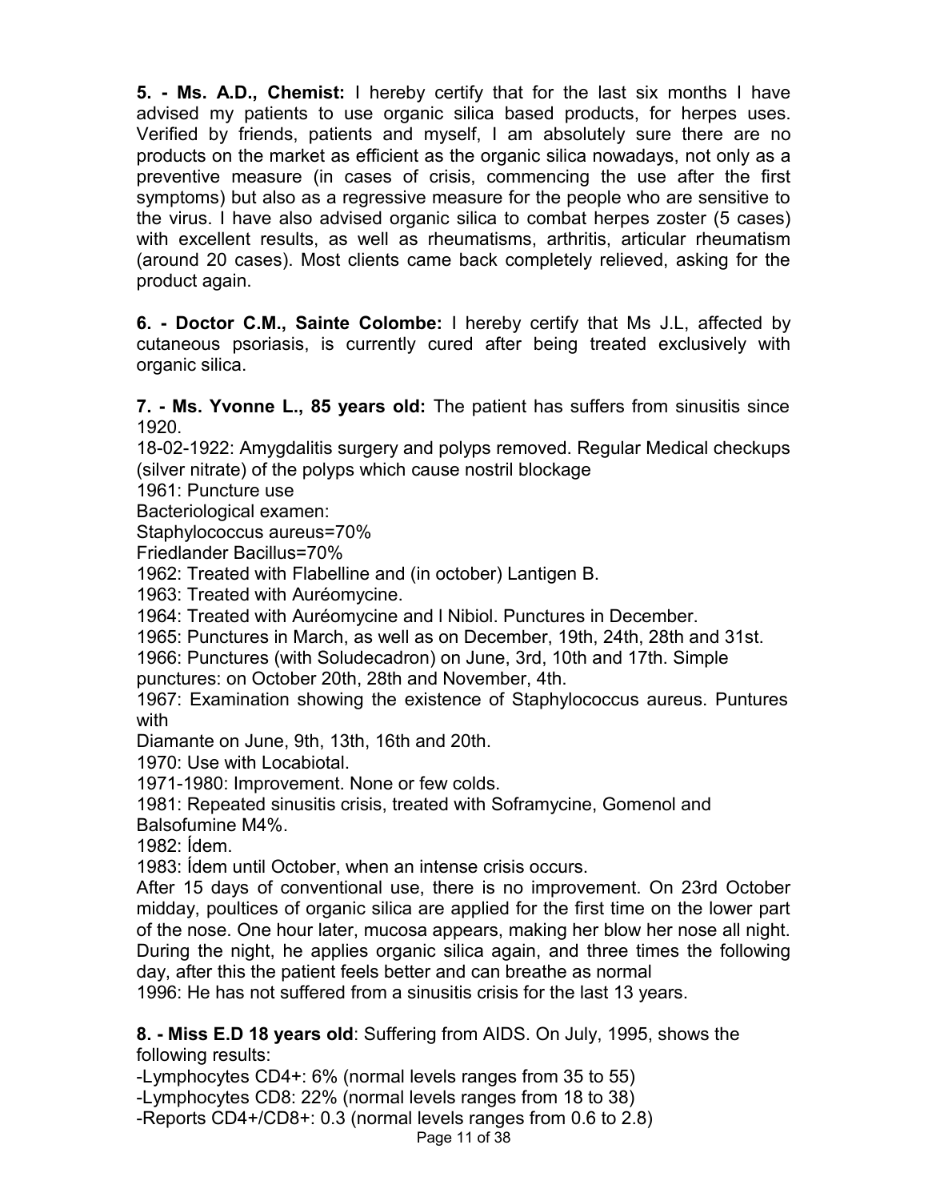**5. - Ms. A.D., Chemist:** I hereby certify that for the last six months I have advised my patients to use organic silica based products, for herpes uses. Verified by friends, patients and myself, I am absolutely sure there are no products on the market as efficient as the organic silica nowadays, not only as a preventive measure (in cases of crisis, commencing the use after the first symptoms) but also as a regressive measure for the people who are sensitive to the virus. I have also advised organic silica to combat herpes zoster (5 cases) with excellent results, as well as rheumatisms, arthritis, articular rheumatism (around 20 cases). Most clients came back completely relieved, asking for the product again.

**6. - Doctor C.M., Sainte Colombe:** I hereby certify that Ms J.L, affected by cutaneous psoriasis, is currently cured after being treated exclusively with organic silica.

**7. - Ms. Yvonne L., 85 years old:** The patient has suffers from sinusitis since 1920.

18-02-1922: Amygdalitis surgery and polyps removed. Regular Medical checkups (silver nitrate) of the polyps which cause nostril blockage

1961: Puncture use

Bacteriological examen:

Staphylococcus aureus=70%

Friedlander Bacillus=70%

1962: Treated with Flabelline and (in october) Lantigen B.

1963: Treated with Auréomycine.

1964: Treated with Auréomycine and l Nibiol. Punctures in December.

1965: Punctures in March, as well as on December, 19th, 24th, 28th and 31st.

1966: Punctures (with Soludecadron) on June, 3rd, 10th and 17th. Simple punctures: on October 20th, 28th and November, 4th.

1967: Examination showing the existence of Staphylococcus aureus. Puntures with Diamante on June, 9th, 13th, 16th and 20th.

1970: Use with Locabiotal.

1971-1980: Improvement. None or few colds.

1981: Repeated sinusitis crisis, treated with Soframycine, Gomenol and Balsofumine M4%.

1982: Ídem.

1983: Ídem until October, when an intense crisis occurs.

After 15 days of conventional use, there is no improvement. On 23rd October midday, poultices of organic silica are applied for the first time on the lower part of the nose. One hour later, mucosa appears, making her blow her nose all night. During the night, he applies organic silica again, and three times the following day, after this the patient feels better and can breathe as normal

1996: He has not suffered from a sinusitis crisis for the last 13 years.

**8. - Miss E.D 18 years old**: Suffering from AIDS. On July, 1995, shows the following results:

-Lymphocytes CD4+: 6% (normal levels ranges from 35 to 55)

-Lymphocytes CD8: 22% (normal levels ranges from 18 to 38)

-Reports CD4+/CD8+: 0.3 (normal levels ranges from 0.6 to 2.8)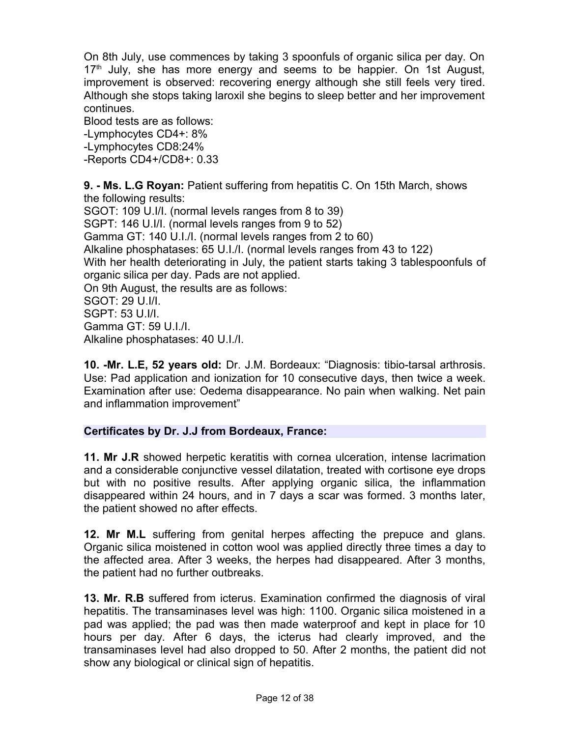On 8th July, use commences by taking 3 spoonfuls of organic silica per day. On 17th July, she has more energy and seems to be happier. On 1st August, improvement is observed: recovering energy although she still feels very tired. Although she stops taking laroxil she begins to sleep better and her improvement continues.

Blood tests are as follows:
-Lymphocytes CD4+: 8%
-Lymphocytes CD8:24%
-Reports CD4+/CD8+: 0.33

**9. - Ms. L.G Royan:** Patient suffering from hepatitis C. On 15th March, shows the following results:
SGOT: 109 U.I/l. (normal levels ranges from 8 to 39)
SGPT: 146 U.I/l. (normal levels ranges from 9 to 52)
Gamma GT: 140 U.I./l. (normal levels ranges from 2 to 60)
Alkaline phosphatases: 65 U.I./l. (normal levels ranges from 43 to 122)
With her health deteriorating in July, the patient starts taking 3 tablespoonfuls of organic silica per day. Pads are not applied.
On 9th August, the results are as follows:
SGOT: 29 U.I/l.
SGPT: 53 U.I/l.
Gamma GT: 59 U.I./l.
Alkaline phosphatases: 40 U.I./l.

**10. -Mr. L.E, 52 years old:** Dr. J.M. Bordeaux: "Diagnosis: tibio-tarsal arthrosis. Use: Pad application and ionization for 10 consecutive days, then twice a week. Examination after use: Oedema disappearance. No pain when walking. Net pain and inflammation improvement"

**Certificates by Dr. J.J from Bordeaux, France:**

**11. Mr J.R** showed herpetic keratitis with cornea ulceration, intense lacrimation and a considerable conjunctive vessel dilatation, treated with cortisone eye drops but with no positive results. After applying organic silica, the inflammation disappeared within 24 hours, and in 7 days a scar was formed. 3 months later, the patient showed no after effects.

**12. Mr M.L** suffering from genital herpes affecting the prepuce and glans. Organic silica moistened in cotton wool was applied directly three times a day to the affected area. After 3 weeks, the herpes had disappeared. After 3 months, the patient had no further outbreaks.

**13. Mr. R.B** suffered from icterus. Examination confirmed the diagnosis of viral hepatitis. The transaminases level was high: 1100. Organic silica moistened in a pad was applied; the pad was then made waterproof and kept in place for 10 hours per day. After 6 days, the icterus had clearly improved, and the transaminases level had also dropped to 50. After 2 months, the patient did not show any biological or clinical sign of hepatitis.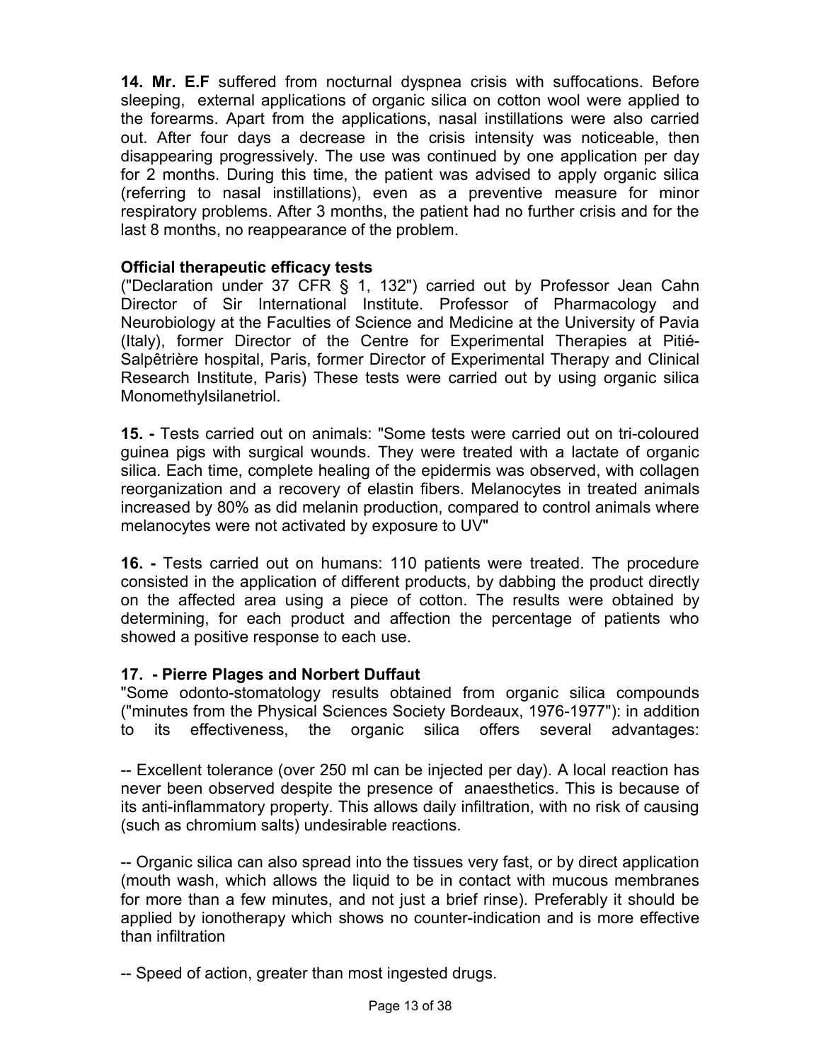**14. Mr. E.F** suffered from nocturnal dyspnea crisis with suffocations. Before sleeping, external applications of organic silica on cotton wool were applied to the forearms. Apart from the applications, nasal instillations were also carried out. After four days a decrease in the crisis intensity was noticeable, then disappearing progressively. The use was continued by one application per day for 2 months. During this time, the patient was advised to apply organic silica (referring to nasal instillations), even as a preventive measure for minor respiratory problems. After 3 months, the patient had no further crisis and for the last 8 months, no reappearance of the problem.

**Official therapeutic efficacy tests**
("Declaration under 37 CFR § 1, 132") carried out by Professor Jean Cahn Director of Sir International Institute. Professor of Pharmacology and Neurobiology at the Faculties of Science and Medicine at the University of Pavia (Italy), former Director of the Centre for Experimental Therapies at Pitié-Salpêtrière hospital, Paris, former Director of Experimental Therapy and Clinical Research Institute, Paris) These tests were carried out by using organic silica Monomethylsilanetriol.

**15. -** Tests carried out on animals: "Some tests were carried out on tri-coloured guinea pigs with surgical wounds. They were treated with a lactate of organic silica. Each time, complete healing of the epidermis was observed, with collagen reorganization and a recovery of elastin fibers. Melanocytes in treated animals increased by 80% as did melanin production, compared to control animals where melanocytes were not activated by exposure to UV"

**16. -** Tests carried out on humans: 110 patients were treated. The procedure consisted in the application of different products, by dabbing the product directly on the affected area using a piece of cotton. The results were obtained by determining, for each product and affection the percentage of patients who showed a positive response to each use.

**17. - Pierre Plages and Norbert Duffaut**
"Some odonto-stomatology results obtained from organic silica compounds ("minutes from the Physical Sciences Society Bordeaux, 1976-1977"): in addition to its effectiveness, the organic silica offers several advantages:

-- Excellent tolerance (over 250 ml can be injected per day). A local reaction has never been observed despite the presence of anaesthetics. This is because of its anti-inflammatory property. This allows daily infiltration, with no risk of causing (such as chromium salts) undesirable reactions.

-- Organic silica can also spread into the tissues very fast, or by direct application (mouth wash, which allows the liquid to be in contact with mucous membranes for more than a few minutes, and not just a brief rinse). Preferably it should be applied by ionotherapy which shows no counter-indication and is more effective than infiltration

-- Speed of action, greater than most ingested drugs.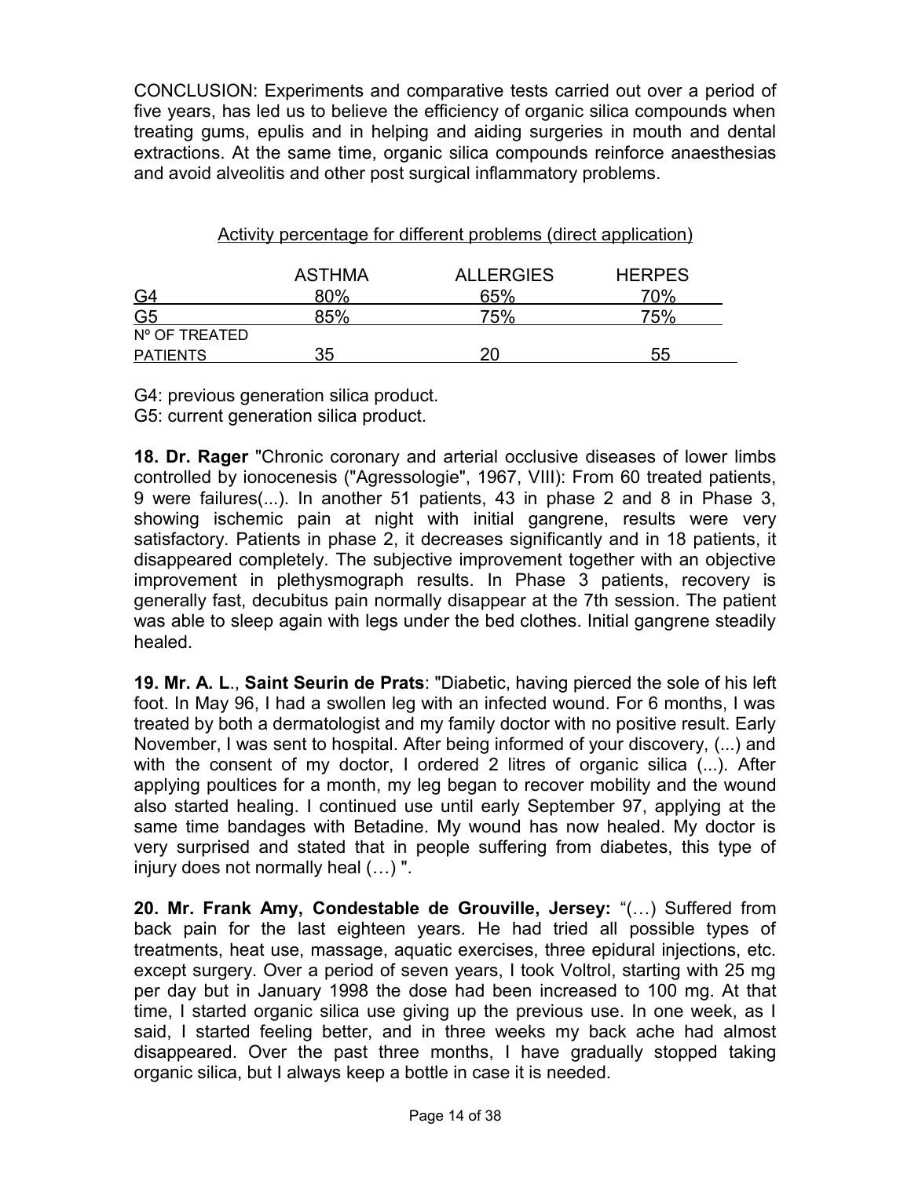CONCLUSION: Experiments and comparative tests carried out over a period of five years, has led us to believe the efficiency of organic silica compounds when treating gums, epulis and in helping and aiding surgeries in mouth and dental extractions. At the same time, organic silica compounds reinforce anaesthesias and avoid alveolitis and other post surgical inflammatory problems.

Activity percentage for different problems (direct application)

| | ASTHMA | ALLERGIES | HERPES |
|---|---|---|---|
| G4 | 80% | 65% | 70% |
| G5 | 85% | 75% | 75% |
| Nº OF TREATED PATIENTS | 35 | 20 | 55 |

G4: previous generation silica product.
G5: current generation silica product.

**18. Dr. Rager** "Chronic coronary and arterial occlusive diseases of lower limbs controlled by ionocenesis ("Agressologie", 1967, VIII): From 60 treated patients, 9 were failures(...). In another 51 patients, 43 in phase 2 and 8 in Phase 3, showing ischemic pain at night with initial gangrene, results were very satisfactory. Patients in phase 2, it decreases significantly and in 18 patients, it disappeared completely. The subjective improvement together with an objective improvement in plethysmograph results. In Phase 3 patients, recovery is generally fast, decubitus pain normally disappear at the 7th session. The patient was able to sleep again with legs under the bed clothes. Initial gangrene steadily healed.

**19. Mr. A. L**., **Saint Seurin de Prats**: "Diabetic, having pierced the sole of his left foot. In May 96, I had a swollen leg with an infected wound. For 6 months, I was treated by both a dermatologist and my family doctor with no positive result. Early November, I was sent to hospital. After being informed of your discovery, (...) and with the consent of my doctor, I ordered 2 litres of organic silica (...). After applying poultices for a month, my leg began to recover mobility and the wound also started healing. I continued use until early September 97, applying at the same time bandages with Betadine. My wound has now healed. My doctor is very surprised and stated that in people suffering from diabetes, this type of injury does not normally heal (…) ".

**20. Mr. Frank Amy, Condestable de Grouville, Jersey:** "(…) Suffered from back pain for the last eighteen years. He had tried all possible types of treatments, heat use, massage, aquatic exercises, three epidural injections, etc. except surgery. Over a period of seven years, I took Voltrol, starting with 25 mg per day but in January 1998 the dose had been increased to 100 mg. At that time, I started organic silica use giving up the previous use. In one week, as I said, I started feeling better, and in three weeks my back ache had almost disappeared. Over the past three months, I have gradually stopped taking organic silica, but I always keep a bottle in case it is needed.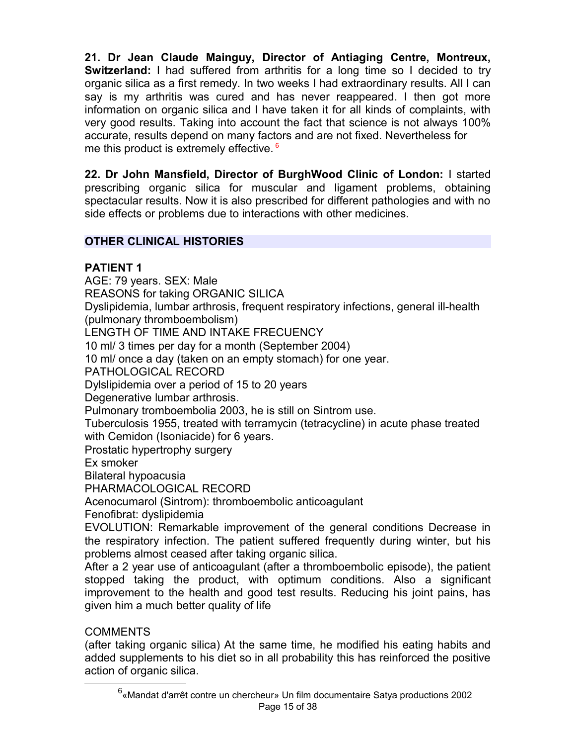**21. Dr Jean Claude Mainguy, Director of Antiaging Centre, Montreux, Switzerland:** I had suffered from arthritis for a long time so I decided to try organic silica as a first remedy. In two weeks I had extraordinary results. All I can say is my arthritis was cured and has never reappeared. I then got more information on organic silica and I have taken it for all kinds of complaints, with very good results. Taking into account the fact that science is not always 100% accurate, results depend on many factors and are not fixed. Nevertheless for me this product is extremely effective. [6]

**22. Dr John Mansfield, Director of BurghWood Clinic of London:** I started prescribing organic silica for muscular and ligament problems, obtaining spectacular results. Now it is also prescribed for different pathologies and with no side effects or problems due to interactions with other medicines.

## OTHER CLINICAL HISTORIES

### PATIENT 1

AGE: 79 years. SEX: Male

REASONS for taking ORGANIC SILICA

Dyslipidemia, lumbar arthrosis, frequent respiratory infections, general ill-health (pulmonary thromboembolism)

LENGTH OF TIME AND INTAKE FRECUENCY

10 ml/ 3 times per day for a month (September 2004)

10 ml/ once a day (taken on an empty stomach) for one year.

PATHOLOGICAL RECORD

Dylslipidemia over a period of 15 to 20 years

Degenerative lumbar arthrosis.

Pulmonary tromboembolia 2003, he is still on Sintrom use.

Tuberculosis 1955, treated with terramycin (tetracycline) in acute phase treated with Cemidon (Isoniacide) for 6 years.

Prostatic hypertrophy surgery

Ex smoker

Bilateral hypoacusia

PHARMACOLOGICAL RECORD

Acenocumarol (Sintrom): thromboembolic anticoagulant

Fenofibrat: dyslipidemia

EVOLUTION: Remarkable improvement of the general conditions Decrease in the respiratory infection. The patient suffered frequently during winter, but his problems almost ceased after taking organic silica.

After a 2 year use of anticoagulant (after a thromboembolic episode), the patient stopped taking the product, with optimum conditions. Also a significant improvement to the health and good test results. Reducing his joint pains, has given him a much better quality of life

COMMENTS

(after taking organic silica) At the same time, he modified his eating habits and added supplements to his diet so in all probability this has reinforced the positive action of organic silica.

---

[6] «Mandat d'arrêt contre un chercheur» Un film documentaire Satya productions 2002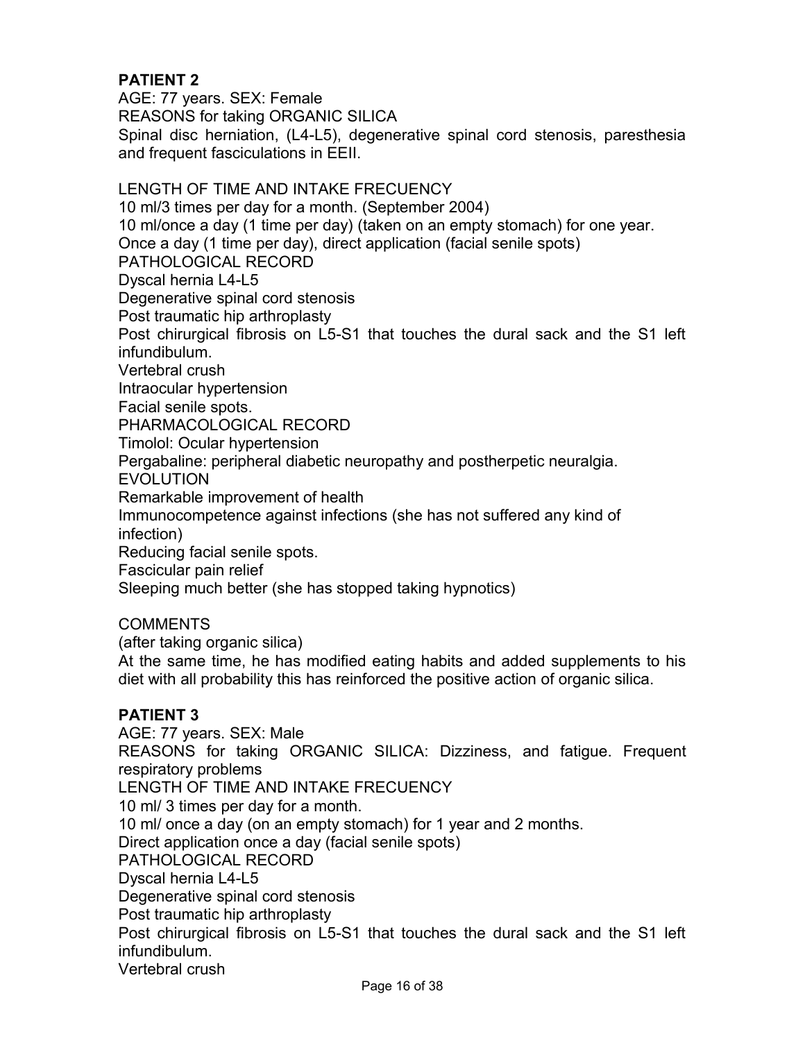**PATIENT 2**

AGE: 77 years. SEX: Female

REASONS for taking ORGANIC SILICA

Spinal disc herniation, (L4-L5), degenerative spinal cord stenosis, paresthesia and frequent fasciculations in EEII.

LENGTH OF TIME AND INTAKE FRECUENCY

10 ml/3 times per day for a month. (September 2004)

10 ml/once a day (1 time per day) (taken on an empty stomach) for one year.

Once a day (1 time per day), direct application (facial senile spots)

PATHOLOGICAL RECORD

Dyscal hernia L4-L5

Degenerative spinal cord stenosis

Post traumatic hip arthroplasty

Post chirurgical fibrosis on L5-S1 that touches the dural sack and the S1 left infundibulum.

Vertebral crush

Intraocular hypertension

Facial senile spots.

PHARMACOLOGICAL RECORD

Timolol: Ocular hypertension

Pergabaline: peripheral diabetic neuropathy and postherpetic neuralgia.

EVOLUTION

Remarkable improvement of health

Immunocompetence against infections (she has not suffered any kind of infection)

Reducing facial senile spots.

Fascicular pain relief

Sleeping much better (she has stopped taking hypnotics)

COMMENTS

(after taking organic silica)

At the same time, he has modified eating habits and added supplements to his diet with all probability this has reinforced the positive action of organic silica.

**PATIENT 3**

AGE: 77 years. SEX: Male

REASONS for taking ORGANIC SILICA: Dizziness, and fatigue. Frequent respiratory problems

LENGTH OF TIME AND INTAKE FRECUENCY

10 ml/ 3 times per day for a month.

10 ml/ once a day (on an empty stomach) for 1 year and 2 months.

Direct application once a day (facial senile spots)

PATHOLOGICAL RECORD

Dyscal hernia L4-L5

Degenerative spinal cord stenosis

Post traumatic hip arthroplasty

Post chirurgical fibrosis on L5-S1 that touches the dural sack and the S1 left infundibulum.

Vertebral crush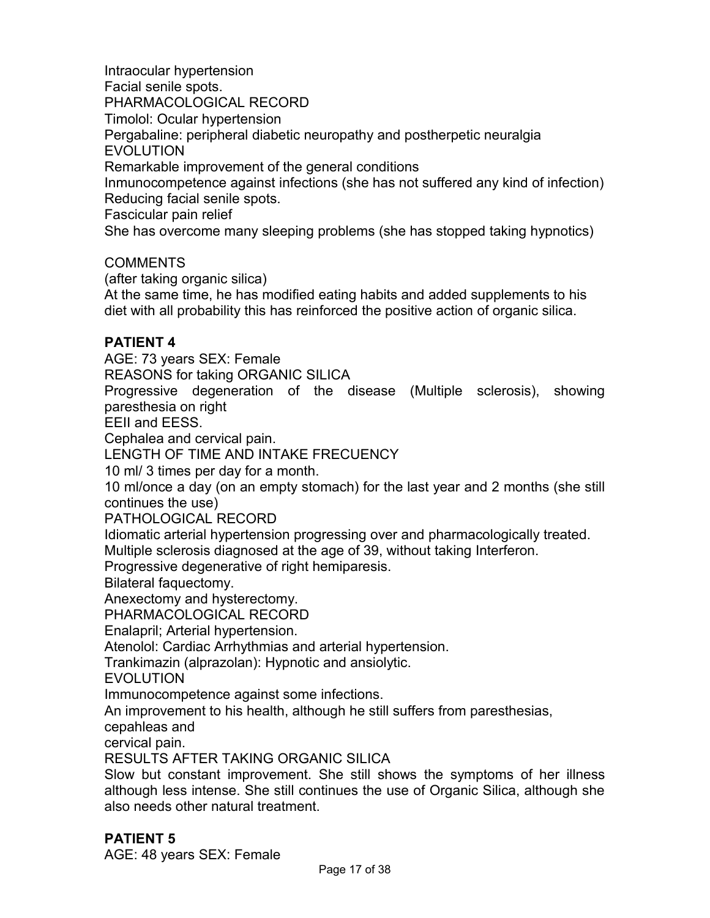Intraocular hypertension
Facial senile spots.
PHARMACOLOGICAL RECORD
Timolol: Ocular hypertension
Pergabaline: peripheral diabetic neuropathy and postherpetic neuralgia
EVOLUTION
Remarkable improvement of the general conditions
Inmunocompetence against infections (she has not suffered any kind of infection)
Reducing facial senile spots.
Fascicular pain relief
She has overcome many sleeping problems (she has stopped taking hypnotics)

COMMENTS
(after taking organic silica)
At the same time, he has modified eating habits and added supplements to his diet with all probability this has reinforced the positive action of organic silica.

**PATIENT 4**

AGE: 73 years SEX: Female
REASONS for taking ORGANIC SILICA
Progressive degeneration of the disease (Multiple sclerosis), showing paresthesia on right
EEII and EESS.
Cephalea and cervical pain.
LENGTH OF TIME AND INTAKE FRECUENCY
10 ml/ 3 times per day for a month.
10 ml/once a day (on an empty stomach) for the last year and 2 months (she still continues the use)
PATHOLOGICAL RECORD
Idiomatic arterial hypertension progressing over and pharmacologically treated.
Multiple sclerosis diagnosed at the age of 39, without taking Interferon.
Progressive degenerative of right hemiparesis.
Bilateral faquectomy.
Anexectomy and hysterectomy.
PHARMACOLOGICAL RECORD
Enalapril; Arterial hypertension.
Atenolol: Cardiac Arrhythmias and arterial hypertension.
Trankimazin (alprazolan): Hypnotic and ansiolytic.
EVOLUTION
Immunocompetence against some infections.
An improvement to his health, although he still suffers from paresthesias, cepahleas and
cervical pain.
RESULTS AFTER TAKING ORGANIC SILICA
Slow but constant improvement. She still shows the symptoms of her illness although less intense. She still continues the use of Organic Silica, although she also needs other natural treatment.

**PATIENT 5**

AGE: 48 years SEX: Female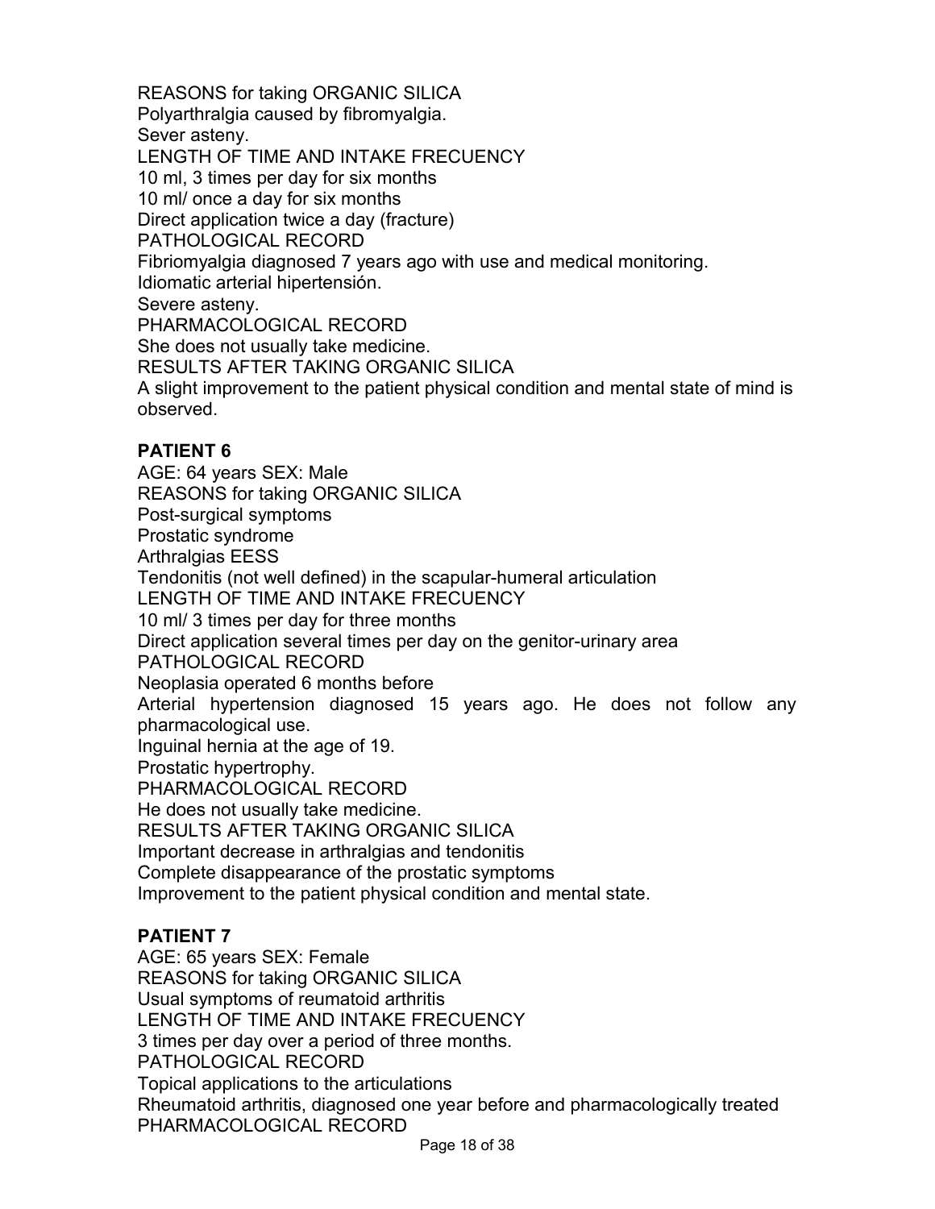REASONS for taking ORGANIC SILICA
Polyarthralgia caused by fibromyalgia.
Sever asteny.
LENGTH OF TIME AND INTAKE FRECUENCY
10 ml, 3 times per day for six months
10 ml/ once a day for six months
Direct application twice a day (fracture)
PATHOLOGICAL RECORD
Fibriomyalgia diagnosed 7 years ago with use and medical monitoring.
Idiomatic arterial hipertensión.
Severe asteny.
PHARMACOLOGICAL RECORD
She does not usually take medicine.
RESULTS AFTER TAKING ORGANIC SILICA
A slight improvement to the patient physical condition and mental state of mind is observed.

**PATIENT 6**

AGE: 64 years SEX: Male
REASONS for taking ORGANIC SILICA
Post-surgical symptoms
Prostatic syndrome
Arthralgias EESS
Tendonitis (not well defined) in the scapular-humeral articulation
LENGTH OF TIME AND INTAKE FRECUENCY
10 ml/ 3 times per day for three months
Direct application several times per day on the genitor-urinary area
PATHOLOGICAL RECORD
Neoplasia operated 6 months before
Arterial hypertension diagnosed 15 years ago. He does not follow any pharmacological use.
Inguinal hernia at the age of 19.
Prostatic hypertrophy.
PHARMACOLOGICAL RECORD
He does not usually take medicine.
RESULTS AFTER TAKING ORGANIC SILICA
Important decrease in arthralgias and tendonitis
Complete disappearance of the prostatic symptoms
Improvement to the patient physical condition and mental state.

**PATIENT 7**

AGE: 65 years SEX: Female
REASONS for taking ORGANIC SILICA
Usual symptoms of reumatoid arthritis
LENGTH OF TIME AND INTAKE FRECUENCY
3 times per day over a period of three months.
PATHOLOGICAL RECORD
Topical applications to the articulations
Rheumatoid arthritis, diagnosed one year before and pharmacologically treated
PHARMACOLOGICAL RECORD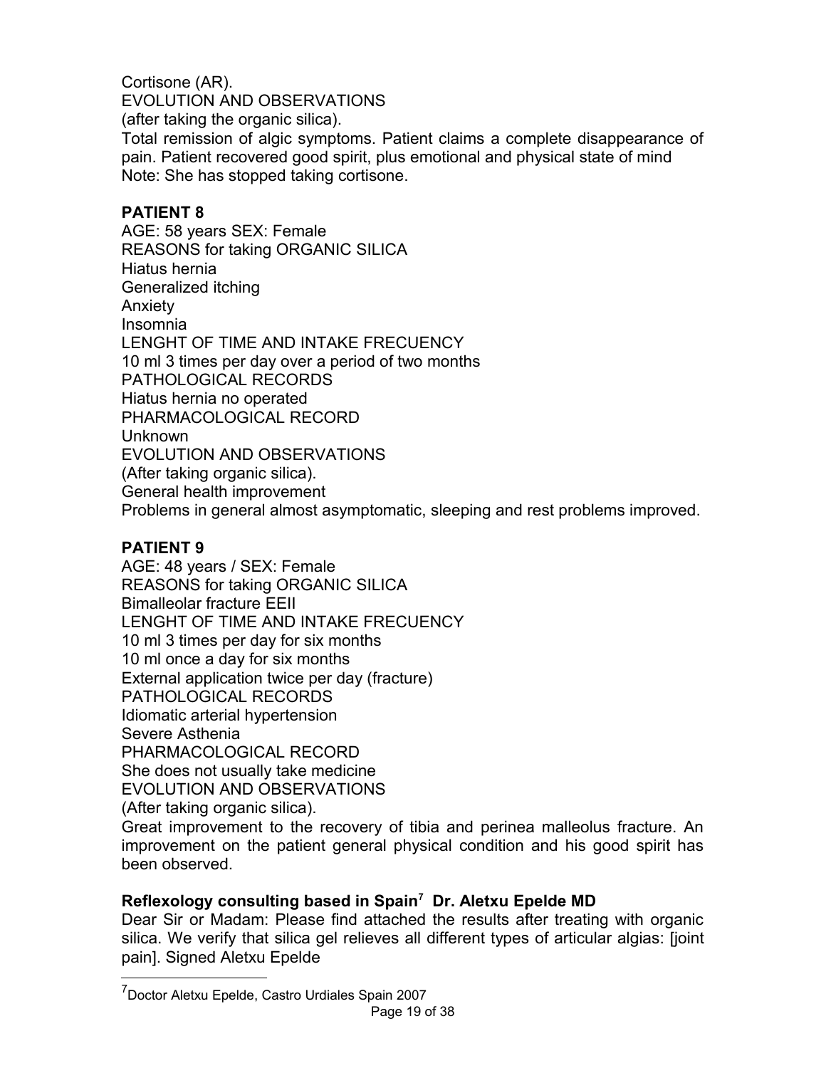Cortisone (AR).
EVOLUTION AND OBSERVATIONS
(after taking the organic silica).
Total remission of algic symptoms. Patient claims a complete disappearance of pain. Patient recovered good spirit, plus emotional and physical state of mind
Note: She has stopped taking cortisone.

**PATIENT 8**

AGE: 58 years SEX: Female
REASONS for taking ORGANIC SILICA
Hiatus hernia
Generalized itching
Anxiety
Insomnia
LENGHT OF TIME AND INTAKE FRECUENCY
10 ml 3 times per day over a period of two months
PATHOLOGICAL RECORDS
Hiatus hernia no operated
PHARMACOLOGICAL RECORD
Unknown
EVOLUTION AND OBSERVATIONS
(After taking organic silica).
General health improvement
Problems in general almost asymptomatic, sleeping and rest problems improved.

**PATIENT 9**

AGE: 48 years / SEX: Female
REASONS for taking ORGANIC SILICA
Bimalleolar fracture EEII
LENGHT OF TIME AND INTAKE FRECUENCY
10 ml 3 times per day for six months
10 ml once a day for six months
External application twice per day (fracture)
PATHOLOGICAL RECORDS
Idiomatic arterial hypertension
Severe Asthenia
PHARMACOLOGICAL RECORD
She does not usually take medicine
EVOLUTION AND OBSERVATIONS
(After taking organic silica).
Great improvement to the recovery of tibia and perinea malleolus fracture. An improvement on the patient general physical condition and his good spirit has been observed.

**Reflexology consulting based in Spain[7] Dr. Aletxu Epelde MD**

Dear Sir or Madam: Please find attached the results after treating with organic silica. We verify that silica gel relieves all different types of articular algias: [joint pain]. Signed Aletxu Epelde

[7] Doctor Aletxu Epelde, Castro Urdiales Spain 2007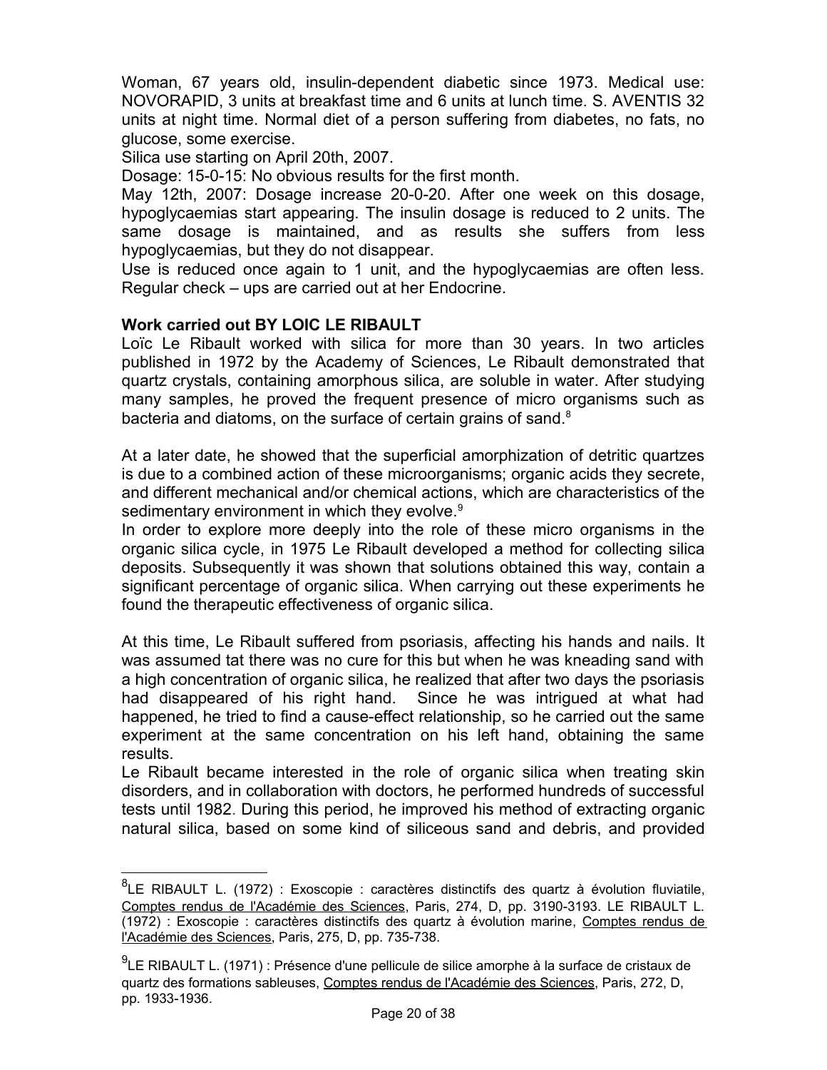Woman, 67 years old, insulin-dependent diabetic since 1973. Medical use: NOVORAPID, 3 units at breakfast time and 6 units at lunch time. S. AVENTIS 32 units at night time. Normal diet of a person suffering from diabetes, no fats, no glucose, some exercise.

Silica use starting on April 20th, 2007.

Dosage: 15-0-15: No obvious results for the first month.

May 12th, 2007: Dosage increase 20-0-20. After one week on this dosage, hypoglycaemias start appearing. The insulin dosage is reduced to 2 units. The same dosage is maintained, and as results she suffers from less hypoglycaemias, but they do not disappear.

Use is reduced once again to 1 unit, and the hypoglycaemias are often less. Regular check – ups are carried out at her Endocrine.

**Work carried out BY LOIC LE RIBAULT**

Loïc Le Ribault worked with silica for more than 30 years. In two articles published in 1972 by the Academy of Sciences, Le Ribault demonstrated that quartz crystals, containing amorphous silica, are soluble in water. After studying many samples, he proved the frequent presence of micro organisms such as bacteria and diatoms, on the surface of certain grains of sand.[8]

At a later date, he showed that the superficial amorphization of detritic quartzes is due to a combined action of these microorganisms; organic acids they secrete, and different mechanical and/or chemical actions, which are characteristics of the sedimentary environment in which they evolve.[9]

In order to explore more deeply into the role of these micro organisms in the organic silica cycle, in 1975 Le Ribault developed a method for collecting silica deposits. Subsequently it was shown that solutions obtained this way, contain a significant percentage of organic silica. When carrying out these experiments he found the therapeutic effectiveness of organic silica.

At this time, Le Ribault suffered from psoriasis, affecting his hands and nails. It was assumed tat there was no cure for this but when he was kneading sand with a high concentration of organic silica, he realized that after two days the psoriasis had disappeared of his right hand. Since he was intrigued at what had happened, he tried to find a cause-effect relationship, so he carried out the same experiment at the same concentration on his left hand, obtaining the same results.

Le Ribault became interested in the role of organic silica when treating skin disorders, and in collaboration with doctors, he performed hundreds of successful tests until 1982. During this period, he improved his method of extracting organic natural silica, based on some kind of siliceous sand and debris, and provided

---

[8] LE RIBAULT L. (1972) : Exoscopie : caractères distinctifs des quartz à évolution fluviatile, Comptes rendus de l'Académie des Sciences, Paris, 274, D, pp. 3190-3193. LE RIBAULT L. (1972) : Exoscopie : caractères distinctifs des quartz à évolution marine, Comptes rendus de l'Académie des Sciences, Paris, 275, D, pp. 735-738.

[9] LE RIBAULT L. (1971) : Présence d'une pellicule de silice amorphe à la surface de cristaux de quartz des formations sableuses, Comptes rendus de l'Académie des Sciences, Paris, 272, D, pp. 1933-1936.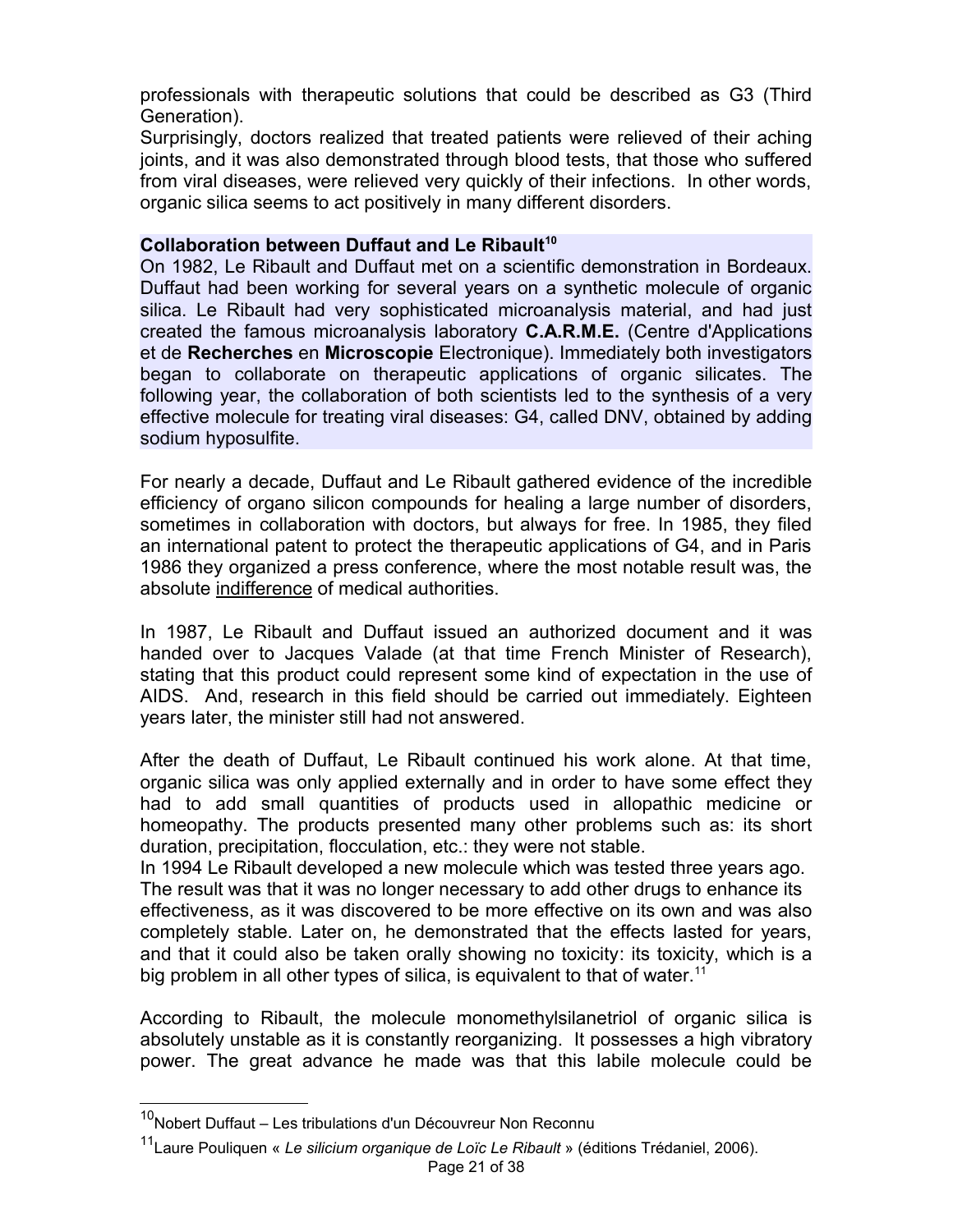professionals with therapeutic solutions that could be described as G3 (Third Generation).
Surprisingly, doctors realized that treated patients were relieved of their aching joints, and it was also demonstrated through blood tests, that those who suffered from viral diseases, were relieved very quickly of their infections. In other words, organic silica seems to act positively in many different disorders.

**Collaboration between Duffaut and Le Ribault**[10]

On 1982, Le Ribault and Duffaut met on a scientific demonstration in Bordeaux. Duffaut had been working for several years on a synthetic molecule of organic silica. Le Ribault had very sophisticated microanalysis material, and had just created the famous microanalysis laboratory **C.A.R.M.E.** (Centre d'Applications et de **Recherches** en **Microscopie** Electronique). Immediately both investigators began to collaborate on therapeutic applications of organic silicates. The following year, the collaboration of both scientists led to the synthesis of a very effective molecule for treating viral diseases: G4, called DNV, obtained by adding sodium hyposulfite.

For nearly a decade, Duffaut and Le Ribault gathered evidence of the incredible efficiency of organo silicon compounds for healing a large number of disorders, sometimes in collaboration with doctors, but always for free. In 1985, they filed an international patent to protect the therapeutic applications of G4, and in Paris 1986 they organized a press conference, where the most notable result was, the absolute <u>indifference</u> of medical authorities.

In 1987, Le Ribault and Duffaut issued an authorized document and it was handed over to Jacques Valade (at that time French Minister of Research), stating that this product could represent some kind of expectation in the use of AIDS. And, research in this field should be carried out immediately. Eighteen years later, the minister still had not answered.

After the death of Duffaut, Le Ribault continued his work alone. At that time, organic silica was only applied externally and in order to have some effect they had to add small quantities of products used in allopathic medicine or homeopathy. The products presented many other problems such as: its short duration, precipitation, flocculation, etc.: they were not stable.
In 1994 Le Ribault developed a new molecule which was tested three years ago. The result was that it was no longer necessary to add other drugs to enhance its effectiveness, as it was discovered to be more effective on its own and was also completely stable. Later on, he demonstrated that the effects lasted for years, and that it could also be taken orally showing no toxicity: its toxicity, which is a big problem in all other types of silica, is equivalent to that of water.[11]

According to Ribault, the molecule monomethylsilanetriol of organic silica is absolutely unstable as it is constantly reorganizing. It possesses a high vibratory power. The great advance he made was that this labile molecule could be

---

[10] Nobert Duffaut – Les tribulations d'un Découvreur Non Reconnu

[11] Laure Pouliquen « *Le silicium organique de Loïc Le Ribault* » (éditions Trédaniel, 2006).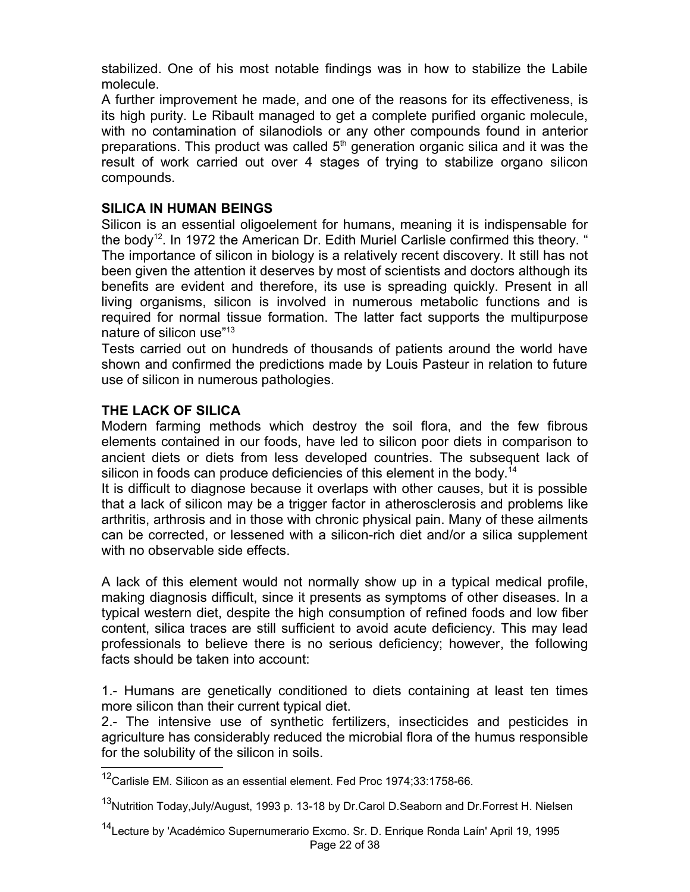stabilized. One of his most notable findings was in how to stabilize the Labile molecule.
A further improvement he made, and one of the reasons for its effectiveness, is its high purity. Le Ribault managed to get a complete purified organic molecule, with no contamination of silanodiols or any other compounds found in anterior preparations. This product was called 5[th] generation organic silica and it was the result of work carried out over 4 stages of trying to stabilize organo silicon compounds.

## SILICA IN HUMAN BEINGS

Silicon is an essential oligoelement for humans, meaning it is indispensable for the body[12]. In 1972 the American Dr. Edith Muriel Carlisle confirmed this theory. " The importance of silicon in biology is a relatively recent discovery. It still has not been given the attention it deserves by most of scientists and doctors although its benefits are evident and therefore, its use is spreading quickly. Present in all living organisms, silicon is involved in numerous metabolic functions and is required for normal tissue formation. The latter fact supports the multipurpose nature of silicon use"[13]
Tests carried out on hundreds of thousands of patients around the world have shown and confirmed the predictions made by Louis Pasteur in relation to future use of silicon in numerous pathologies.

## THE LACK OF SILICA

Modern farming methods which destroy the soil flora, and the few fibrous elements contained in our foods, have led to silicon poor diets in comparison to ancient diets or diets from less developed countries. The subsequent lack of silicon in foods can produce deficiencies of this element in the body.[14]
It is difficult to diagnose because it overlaps with other causes, but it is possible that a lack of silicon may be a trigger factor in atherosclerosis and problems like arthritis, arthrosis and in those with chronic physical pain. Many of these ailments can be corrected, or lessened with a silicon-rich diet and/or a silica supplement with no observable side effects.

A lack of this element would not normally show up in a typical medical profile, making diagnosis difficult, since it presents as symptoms of other diseases. In a typical western diet, despite the high consumption of refined foods and low fiber content, silica traces are still sufficient to avoid acute deficiency. This may lead professionals to believe there is no serious deficiency; however, the following facts should be taken into account:

1.- Humans are genetically conditioned to diets containing at least ten times more silicon than their current typical diet.
2.- The intensive use of synthetic fertilizers, insecticides and pesticides in agriculture has considerably reduced the microbial flora of the humus responsible for the solubility of the silicon in soils.

---

[12] Carlisle EM. Silicon as an essential element. Fed Proc 1974;33:1758-66.

[13] Nutrition Today,July/August, 1993 p. 13-18 by Dr.Carol D.Seaborn and Dr.Forrest H. Nielsen

[14] Lecture by 'Académico Supernumerario Excmo. Sr. D. Enrique Ronda Laín' April 19, 1995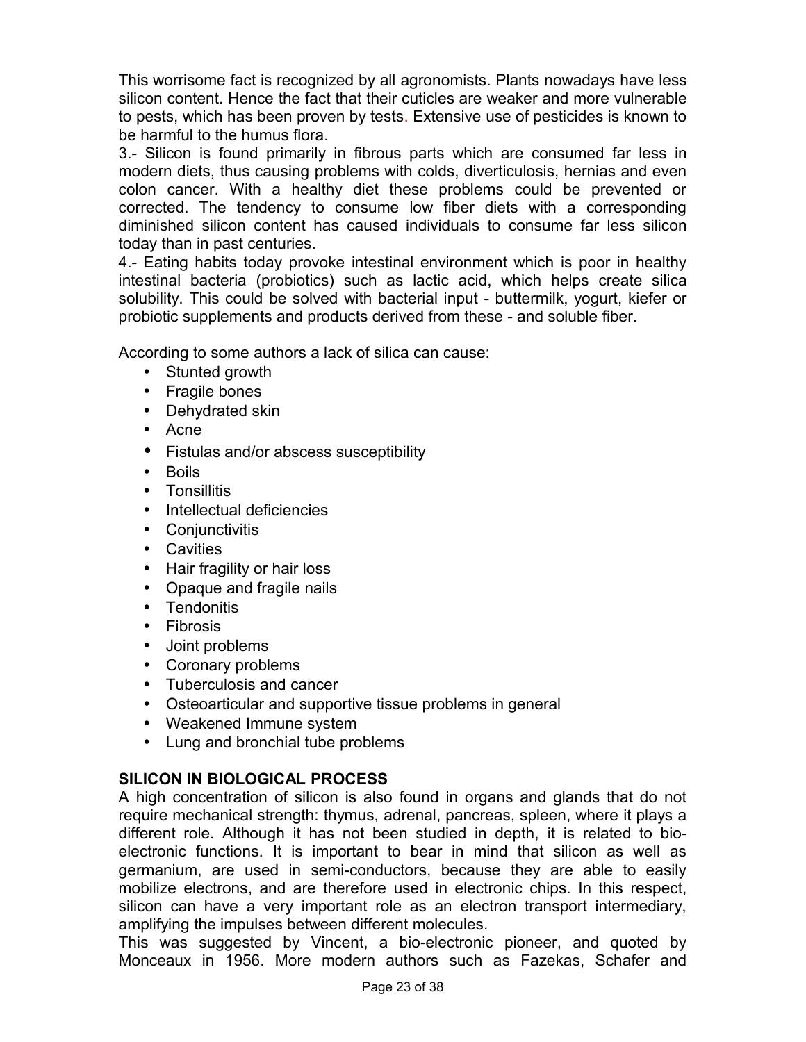This worrisome fact is recognized by all agronomists. Plants nowadays have less silicon content. Hence the fact that their cuticles are weaker and more vulnerable to pests, which has been proven by tests. Extensive use of pesticides is known to be harmful to the humus flora.

3.- Silicon is found primarily in fibrous parts which are consumed far less in modern diets, thus causing problems with colds, diverticulosis, hernias and even colon cancer. With a healthy diet these problems could be prevented or corrected. The tendency to consume low fiber diets with a corresponding diminished silicon content has caused individuals to consume far less silicon today than in past centuries.

4.- Eating habits today provoke intestinal environment which is poor in healthy intestinal bacteria (probiotics) such as lactic acid, which helps create silica solubility. This could be solved with bacterial input - buttermilk, yogurt, kiefer or probiotic supplements and products derived from these - and soluble fiber.

According to some authors a lack of silica can cause:

- Stunted growth
- Fragile bones
- Dehydrated skin
- Acne
- Fistulas and/or abscess susceptibility
- Boils
- Tonsillitis
- Intellectual deficiencies
- Conjunctivitis
- Cavities
- Hair fragility or hair loss
- Opaque and fragile nails
- Tendonitis
- Fibrosis
- Joint problems
- Coronary problems
- Tuberculosis and cancer
- Osteoarticular and supportive tissue problems in general
- Weakened Immune system
- Lung and bronchial tube problems

**SILICON IN BIOLOGICAL PROCESS**

A high concentration of silicon is also found in organs and glands that do not require mechanical strength: thymus, adrenal, pancreas, spleen, where it plays a different role. Although it has not been studied in depth, it is related to bio-electronic functions. It is important to bear in mind that silicon as well as germanium, are used in semi-conductors, because they are able to easily mobilize electrons, and are therefore used in electronic chips. In this respect, silicon can have a very important role as an electron transport intermediary, amplifying the impulses between different molecules.

This was suggested by Vincent, a bio-electronic pioneer, and quoted by Monceaux in 1956. More modern authors such as Fazekas, Schafer and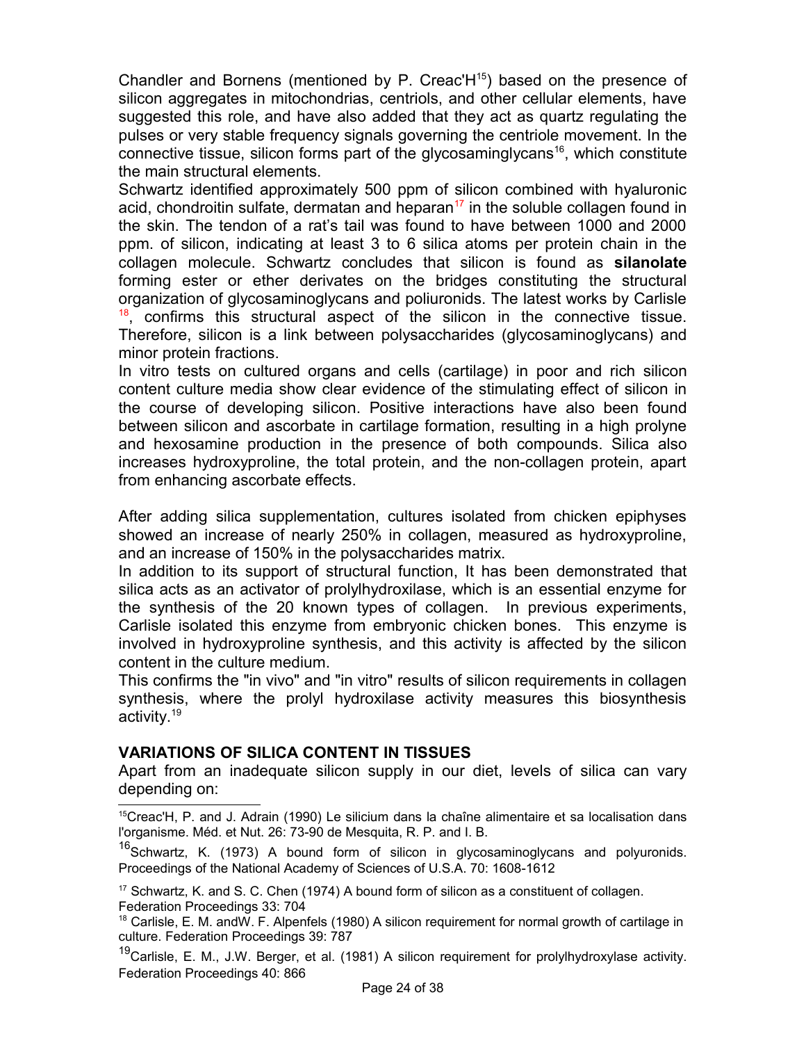Chandler and Bornens (mentioned by P. Creac'H[15]) based on the presence of silicon aggregates in mitochondrias, centriols, and other cellular elements, have suggested this role, and have also added that they act as quartz regulating the pulses or very stable frequency signals governing the centriole movement. In the connective tissue, silicon forms part of the glycosaminglycans[16], which constitute the main structural elements.

Schwartz identified approximately 500 ppm of silicon combined with hyaluronic acid, chondroitin sulfate, dermatan and heparan[17] in the soluble collagen found in the skin. The tendon of a rat's tail was found to have between 1000 and 2000 ppm. of silicon, indicating at least 3 to 6 silica atoms per protein chain in the collagen molecule. Schwartz concludes that silicon is found as **silanolate** forming ester or ether derivates on the bridges constituting the structural organization of glycosaminoglycans and poliuronids. The latest works by Carlisle [18], confirms this structural aspect of the silicon in the connective tissue. Therefore, silicon is a link between polysaccharides (glycosaminoglycans) and minor protein fractions.

In vitro tests on cultured organs and cells (cartilage) in poor and rich silicon content culture media show clear evidence of the stimulating effect of silicon in the course of developing silicon. Positive interactions have also been found between silicon and ascorbate in cartilage formation, resulting in a high prolyne and hexosamine production in the presence of both compounds. Silica also increases hydroxyproline, the total protein, and the non-collagen protein, apart from enhancing ascorbate effects.

After adding silica supplementation, cultures isolated from chicken epiphyses showed an increase of nearly 250% in collagen, measured as hydroxyproline, and an increase of 150% in the polysaccharides matrix.

In addition to its support of structural function, It has been demonstrated that silica acts as an activator of prolylhydroxilase, which is an essential enzyme for the synthesis of the 20 known types of collagen. In previous experiments, Carlisle isolated this enzyme from embryonic chicken bones. This enzyme is involved in hydroxyproline synthesis, and this activity is affected by the silicon content in the culture medium.

This confirms the "in vivo" and "in vitro" results of silicon requirements in collagen synthesis, where the prolyl hydroxilase activity measures this biosynthesis activity.[19]

## VARIATIONS OF SILICA CONTENT IN TISSUES

Apart from an inadequate silicon supply in our diet, levels of silica can vary depending on:

---

[15] Creac'H, P. and J. Adrain (1990) Le silicium dans la chaîne alimentaire et sa localisation dans l'organisme. Méd. et Nut. 26: 73-90 de Mesquita, R. P. and I. B.

[16] Schwartz, K. (1973) A bound form of silicon in glycosaminoglycans and polyuronids. Proceedings of the National Academy of Sciences of U.S.A. 70: 1608-1612

[17] Schwartz, K. and S. C. Chen (1974) A bound form of silicon as a constituent of collagen. Federation Proceedings 33: 704

[18] Carlisle, E. M. andW. F. Alpenfels (1980) A silicon requirement for normal growth of cartilage in culture. Federation Proceedings 39: 787

[19] Carlisle, E. M., J.W. Berger, et al. (1981) A silicon requirement for prolylhydroxylase activity. Federation Proceedings 40: 866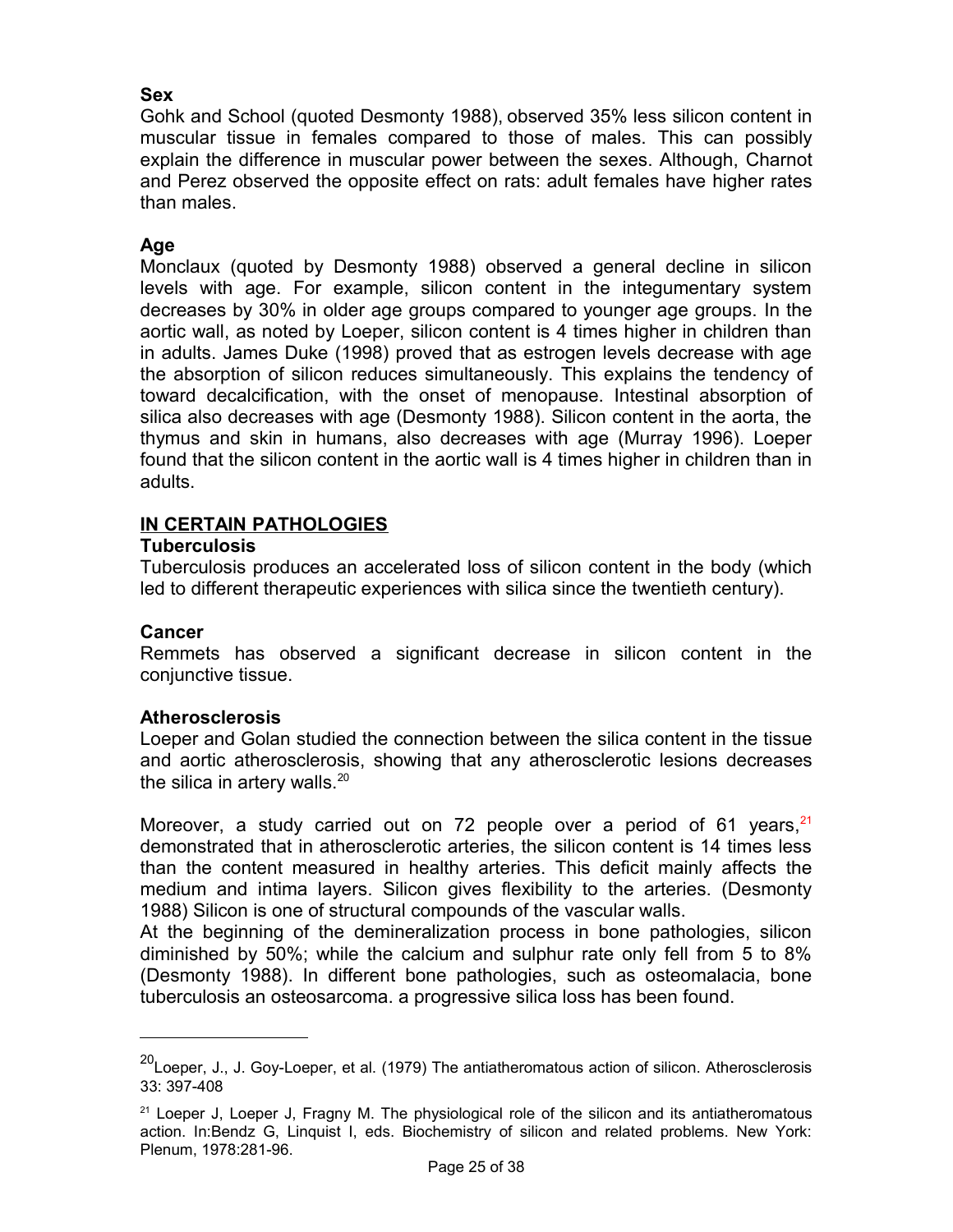### Sex

Gohk and School (quoted Desmonty 1988), observed 35% less silicon content in muscular tissue in females compared to those of males. This can possibly explain the difference in muscular power between the sexes. Although, Charnot and Perez observed the opposite effect on rats: adult females have higher rates than males.

### Age

Monclaux (quoted by Desmonty 1988) observed a general decline in silicon levels with age. For example, silicon content in the integumentary system decreases by 30% in older age groups compared to younger age groups. In the aortic wall, as noted by Loeper, silicon content is 4 times higher in children than in adults. James Duke (1998) proved that as estrogen levels decrease with age the absorption of silicon reduces simultaneously. This explains the tendency of toward decalcification, with the onset of menopause. Intestinal absorption of silica also decreases with age (Desmonty 1988). Silicon content in the aorta, the thymus and skin in humans, also decreases with age (Murray 1996). Loeper found that the silicon content in the aortic wall is 4 times higher in children than in adults.

## IN CERTAIN PATHOLOGIES

### Tuberculosis

Tuberculosis produces an accelerated loss of silicon content in the body (which led to different therapeutic experiences with silica since the twentieth century).

### Cancer

Remmets has observed a significant decrease in silicon content in the conjunctive tissue.

### Atherosclerosis

Loeper and Golan studied the connection between the silica content in the tissue and aortic atherosclerosis, showing that any atherosclerotic lesions decreases the silica in artery walls.[20]

Moreover, a study carried out on 72 people over a period of 61 years,[21] demonstrated that in atherosclerotic arteries, the silicon content is 14 times less than the content measured in healthy arteries. This deficit mainly affects the medium and intima layers. Silicon gives flexibility to the arteries. (Desmonty 1988) Silicon is one of structural compounds of the vascular walls.

At the beginning of the demineralization process in bone pathologies, silicon diminished by 50%; while the calcium and sulphur rate only fell from 5 to 8% (Desmonty 1988). In different bone pathologies, such as osteomalacia, bone tuberculosis an osteosarcoma. a progressive silica loss has been found.

---

[20] Loeper, J., J. Goy-Loeper, et al. (1979) The antiatheromatous action of silicon. Atherosclerosis 33: 397-408

[21] Loeper J, Loeper J, Fragny M. The physiological role of the silicon and its antiatheromatous action. In:Bendz G, Linquist I, eds. Biochemistry of silicon and related problems. New York: Plenum, 1978:281-96.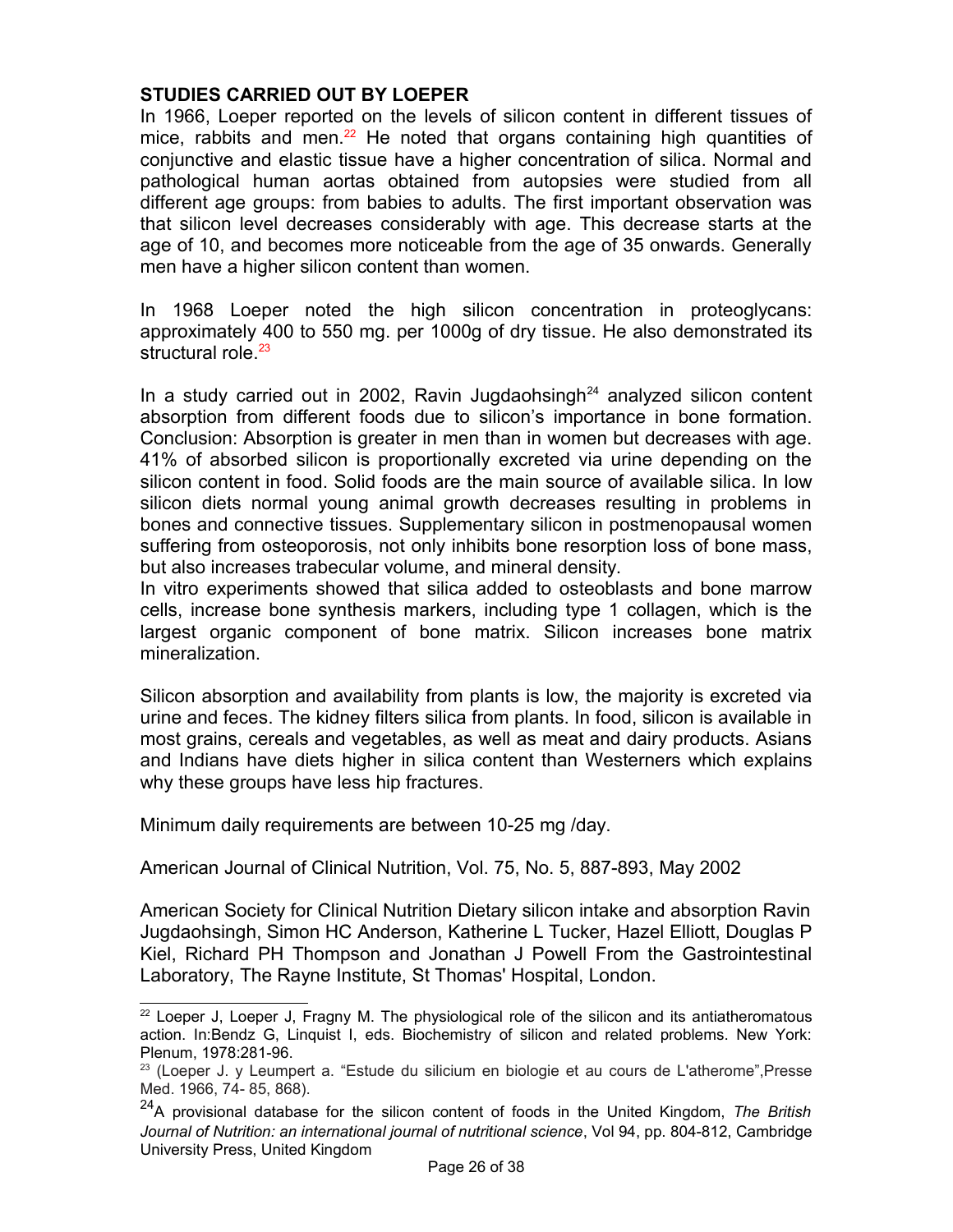**STUDIES CARRIED OUT BY LOEPER**

In 1966, Loeper reported on the levels of silicon content in different tissues of mice, rabbits and men.[22] He noted that organs containing high quantities of conjunctive and elastic tissue have a higher concentration of silica. Normal and pathological human aortas obtained from autopsies were studied from all different age groups: from babies to adults. The first important observation was that silicon level decreases considerably with age. This decrease starts at the age of 10, and becomes more noticeable from the age of 35 onwards. Generally men have a higher silicon content than women.

In 1968 Loeper noted the high silicon concentration in proteoglycans: approximately 400 to 550 mg. per 1000g of dry tissue. He also demonstrated its structural role.[23]

In a study carried out in 2002, Ravin Jugdaohsingh[24] analyzed silicon content absorption from different foods due to silicon's importance in bone formation. Conclusion: Absorption is greater in men than in women but decreases with age. 41% of absorbed silicon is proportionally excreted via urine depending on the silicon content in food. Solid foods are the main source of available silica. In low silicon diets normal young animal growth decreases resulting in problems in bones and connective tissues. Supplementary silicon in postmenopausal women suffering from osteoporosis, not only inhibits bone resorption loss of bone mass, but also increases trabecular volume, and mineral density.

In vitro experiments showed that silica added to osteoblasts and bone marrow cells, increase bone synthesis markers, including type 1 collagen, which is the largest organic component of bone matrix. Silicon increases bone matrix mineralization.

Silicon absorption and availability from plants is low, the majority is excreted via urine and feces. The kidney filters silica from plants. In food, silicon is available in most grains, cereals and vegetables, as well as meat and dairy products. Asians and Indians have diets higher in silica content than Westerners which explains why these groups have less hip fractures.

Minimum daily requirements are between 10-25 mg /day.

American Journal of Clinical Nutrition, Vol. 75, No. 5, 887-893, May 2002

American Society for Clinical Nutrition Dietary silicon intake and absorption Ravin Jugdaohsingh, Simon HC Anderson, Katherine L Tucker, Hazel Elliott, Douglas P Kiel, Richard PH Thompson and Jonathan J Powell From the Gastrointestinal Laboratory, The Rayne Institute, St Thomas' Hospital, London.

---

[22] Loeper J, Loeper J, Fragny M. The physiological role of the silicon and its antiatheromatous action. In:Bendz G, Linquist I, eds. Biochemistry of silicon and related problems. New York: Plenum, 1978:281-96.

[23] (Loeper J. y Leumpert a. "Estude du silicium en biologie et au cours de L'atherome",Presse Med. 1966, 74- 85, 868).

[24] A provisional database for the silicon content of foods in the United Kingdom, *The British Journal of Nutrition: an international journal of nutritional science*, Vol 94, pp. 804-812, Cambridge University Press, United Kingdom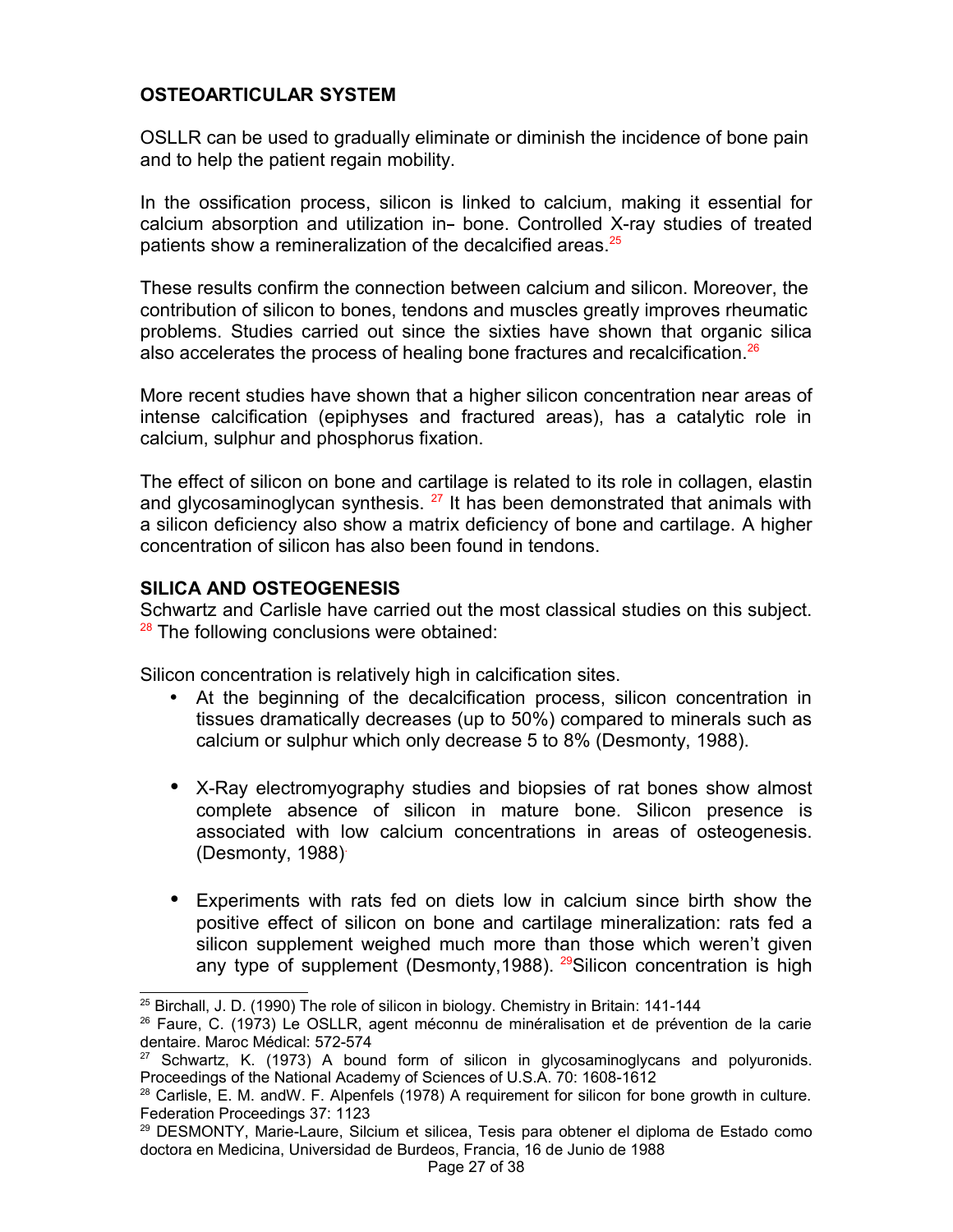**OSTEOARTICULAR SYSTEM**

OSLLR can be used to gradually eliminate or diminish the incidence of bone pain and to help the patient regain mobility.

In the ossification process, silicon is linked to calcium, making it essential for calcium absorption and utilization in- bone. Controlled X-ray studies of treated patients show a remineralization of the decalcified areas.[25]

These results confirm the connection between calcium and silicon. Moreover, the contribution of silicon to bones, tendons and muscles greatly improves rheumatic problems. Studies carried out since the sixties have shown that organic silica also accelerates the process of healing bone fractures and recalcification.[26]

More recent studies have shown that a higher silicon concentration near areas of intense calcification (epiphyses and fractured areas), has a catalytic role in calcium, sulphur and phosphorus fixation.

The effect of silicon on bone and cartilage is related to its role in collagen, elastin and glycosaminoglycan synthesis. [27] It has been demonstrated that animals with a silicon deficiency also show a matrix deficiency of bone and cartilage. A higher concentration of silicon has also been found in tendons.

**SILICA AND OSTEOGENESIS**

Schwartz and Carlisle have carried out the most classical studies on this subject. [28] The following conclusions were obtained:

Silicon concentration is relatively high in calcification sites.

- At the beginning of the decalcification process, silicon concentration in tissues dramatically decreases (up to 50%) compared to minerals such as calcium or sulphur which only decrease 5 to 8% (Desmonty, 1988).
- X-Ray electromyography studies and biopsies of rat bones show almost complete absence of silicon in mature bone. Silicon presence is associated with low calcium concentrations in areas of osteogenesis. (Desmonty, 1988).
- Experiments with rats fed on diets low in calcium since birth show the positive effect of silicon on bone and cartilage mineralization: rats fed a silicon supplement weighed much more than those which weren't given any type of supplement (Desmonty,1988). [29]Silicon concentration is high

---

[25] Birchall, J. D. (1990) The role of silicon in biology. Chemistry in Britain: 141-144

[26] Faure, C. (1973) Le OSLLR, agent méconnu de minéralisation et de prévention de la carie dentaire. Maroc Médical: 572-574

[27] Schwartz, K. (1973) A bound form of silicon in glycosaminoglycans and polyuronids. Proceedings of the National Academy of Sciences of U.S.A. 70: 1608-1612

[28] Carlisle, E. M. andW. F. Alpenfels (1978) A requirement for silicon for bone growth in culture. Federation Proceedings 37: 1123

[29] DESMONTY, Marie-Laure, Silcium et silicea, Tesis para obtener el diploma de Estado como doctora en Medicina, Universidad de Burdeos, Francia, 16 de Junio de 1988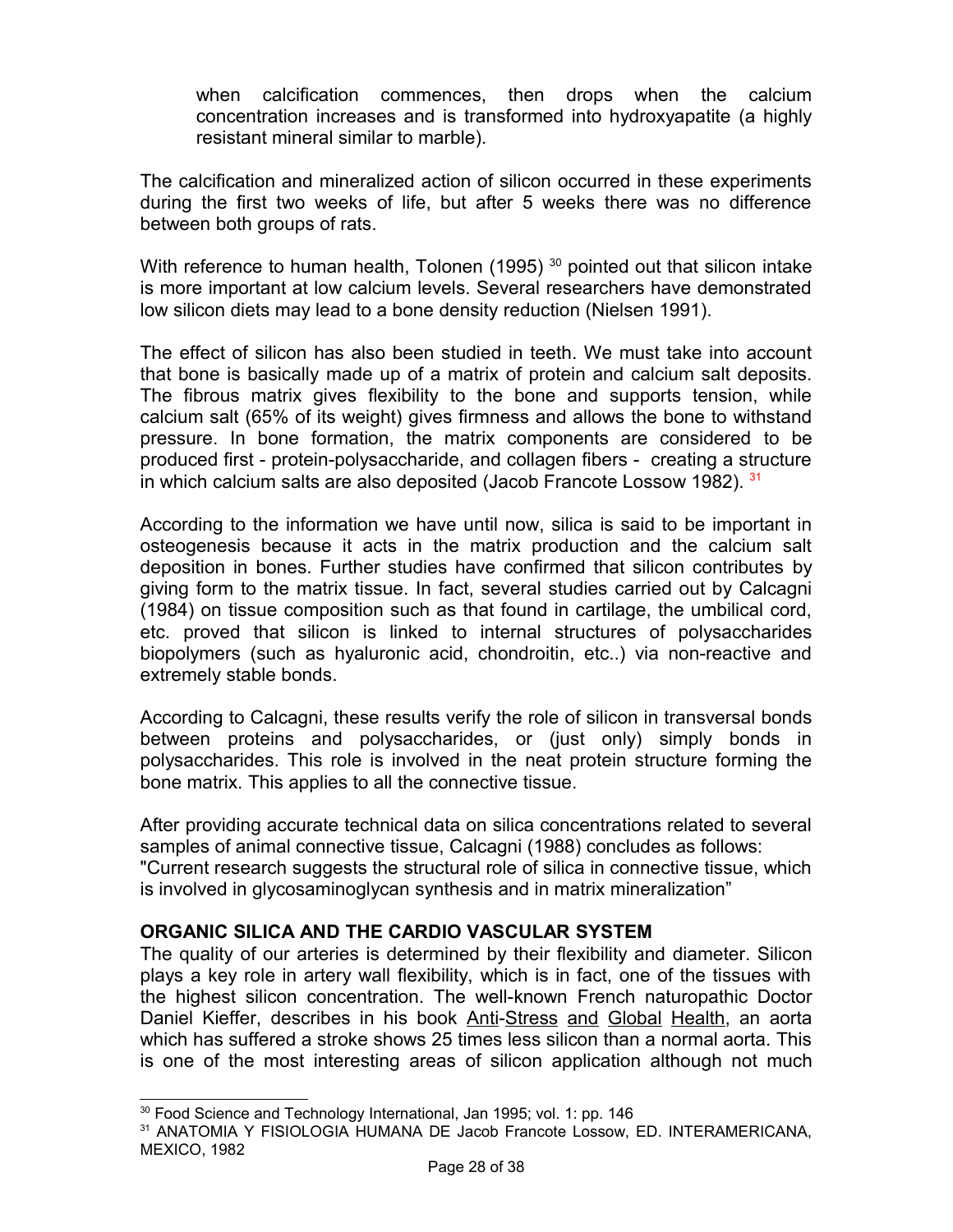when calcification commences, then drops when the calcium concentration increases and is transformed into hydroxyapatite (a highly resistant mineral similar to marble).

The calcification and mineralized action of silicon occurred in these experiments during the first two weeks of life, but after 5 weeks there was no difference between both groups of rats.

With reference to human health, Tolonen (1995) [30] pointed out that silicon intake is more important at low calcium levels. Several researchers have demonstrated low silicon diets may lead to a bone density reduction (Nielsen 1991).

The effect of silicon has also been studied in teeth. We must take into account that bone is basically made up of a matrix of protein and calcium salt deposits. The fibrous matrix gives flexibility to the bone and supports tension, while calcium salt (65% of its weight) gives firmness and allows the bone to withstand pressure. In bone formation, the matrix components are considered to be produced first - protein-polysaccharide, and collagen fibers - creating a structure in which calcium salts are also deposited (Jacob Francote Lossow 1982). [31]

According to the information we have until now, silica is said to be important in osteogenesis because it acts in the matrix production and the calcium salt deposition in bones. Further studies have confirmed that silicon contributes by giving form to the matrix tissue. In fact, several studies carried out by Calcagni (1984) on tissue composition such as that found in cartilage, the umbilical cord, etc. proved that silicon is linked to internal structures of polysaccharides biopolymers (such as hyaluronic acid, chondroitin, etc..) via non-reactive and extremely stable bonds.

According to Calcagni, these results verify the role of silicon in transversal bonds between proteins and polysaccharides, or (just only) simply bonds in polysaccharides. This role is involved in the neat protein structure forming the bone matrix. This applies to all the connective tissue.

After providing accurate technical data on silica concentrations related to several samples of animal connective tissue, Calcagni (1988) concludes as follows: "Current research suggests the structural role of silica in connective tissue, which is involved in glycosaminoglycan synthesis and in matrix mineralization"

**ORGANIC SILICA AND THE CARDIO VASCULAR SYSTEM**

The quality of our arteries is determined by their flexibility and diameter. Silicon plays a key role in artery wall flexibility, which is in fact, one of the tissues with the highest silicon concentration. The well-known French naturopathic Doctor Daniel Kieffer, describes in his book Anti-Stress and Global Health, an aorta which has suffered a stroke shows 25 times less silicon than a normal aorta. This is one of the most interesting areas of silicon application although not much

---

[30] Food Science and Technology International, Jan 1995; vol. 1: pp. 146

[31] ANATOMIA Y FISIOLOGIA HUMANA DE Jacob Francote Lossow, ED. INTERAMERICANA, MEXICO, 1982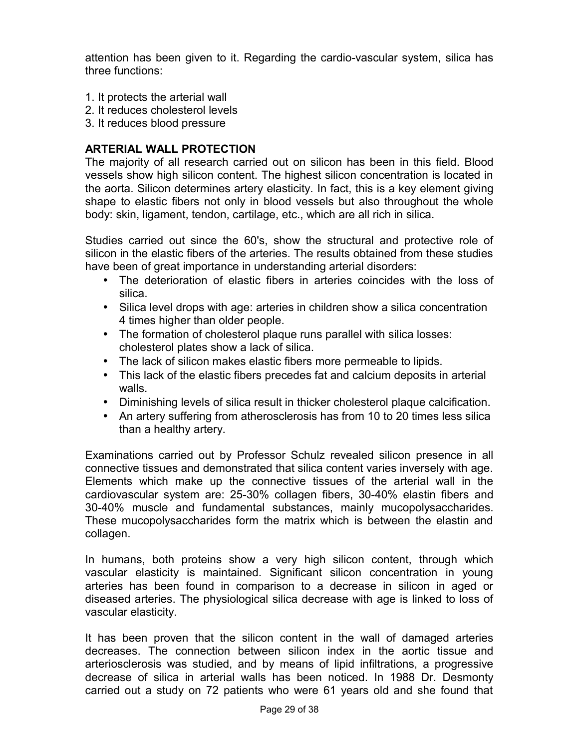attention has been given to it. Regarding the cardio-vascular system, silica has three functions:

1. It protects the arterial wall
2. It reduces cholesterol levels
3. It reduces blood pressure

**ARTERIAL WALL PROTECTION**

The majority of all research carried out on silicon has been in this field. Blood vessels show high silicon content. The highest silicon concentration is located in the aorta. Silicon determines artery elasticity. In fact, this is a key element giving shape to elastic fibers not only in blood vessels but also throughout the whole body: skin, ligament, tendon, cartilage, etc., which are all rich in silica.

Studies carried out since the 60's, show the structural and protective role of silicon in the elastic fibers of the arteries. The results obtained from these studies have been of great importance in understanding arterial disorders:

- The deterioration of elastic fibers in arteries coincides with the loss of silica.
- Silica level drops with age: arteries in children show a silica concentration 4 times higher than older people.
- The formation of cholesterol plaque runs parallel with silica losses: cholesterol plates show a lack of silica.
- The lack of silicon makes elastic fibers more permeable to lipids.
- This lack of the elastic fibers precedes fat and calcium deposits in arterial walls.
- Diminishing levels of silica result in thicker cholesterol plaque calcification.
- An artery suffering from atherosclerosis has from 10 to 20 times less silica than a healthy artery.

Examinations carried out by Professor Schulz revealed silicon presence in all connective tissues and demonstrated that silica content varies inversely with age. Elements which make up the connective tissues of the arterial wall in the cardiovascular system are: 25-30% collagen fibers, 30-40% elastin fibers and 30-40% muscle and fundamental substances, mainly mucopolysaccharides. These mucopolysaccharides form the matrix which is between the elastin and collagen.

In humans, both proteins show a very high silicon content, through which vascular elasticity is maintained. Significant silicon concentration in young arteries has been found in comparison to a decrease in silicon in aged or diseased arteries. The physiological silica decrease with age is linked to loss of vascular elasticity.

It has been proven that the silicon content in the wall of damaged arteries decreases. The connection between silicon index in the aortic tissue and arteriosclerosis was studied, and by means of lipid infiltrations, a progressive decrease of silica in arterial walls has been noticed. In 1988 Dr. Desmonty carried out a study on 72 patients who were 61 years old and she found that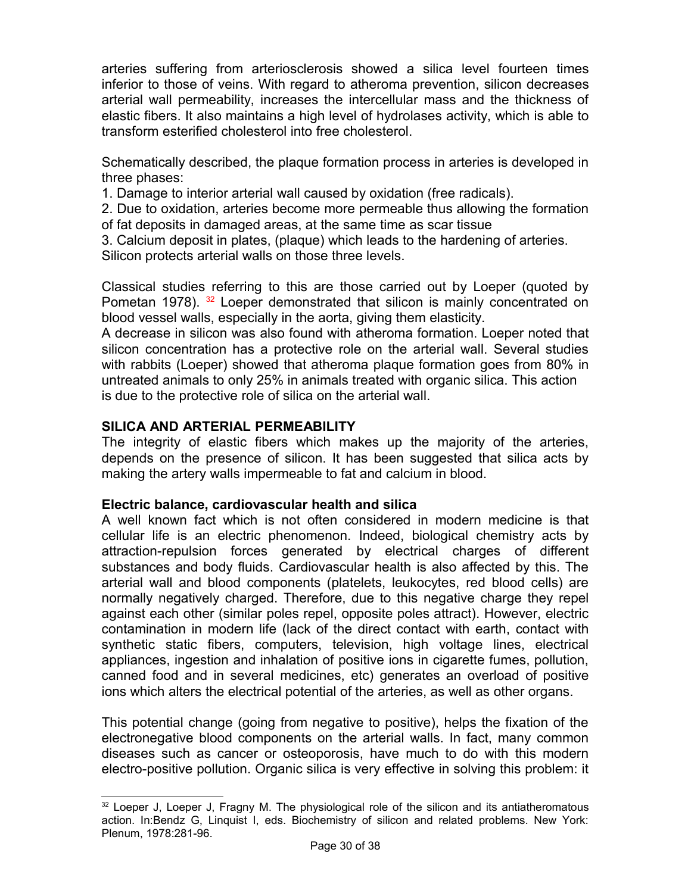arteries suffering from arteriosclerosis showed a silica level fourteen times inferior to those of veins. With regard to atheroma prevention, silicon decreases arterial wall permeability, increases the intercellular mass and the thickness of elastic fibers. It also maintains a high level of hydrolases activity, which is able to transform esterified cholesterol into free cholesterol.

Schematically described, the plaque formation process in arteries is developed in three phases:

1. Damage to interior arterial wall caused by oxidation (free radicals).
2. Due to oxidation, arteries become more permeable thus allowing the formation of fat deposits in damaged areas, at the same time as scar tissue
3. Calcium deposit in plates, (plaque) which leads to the hardening of arteries.

Silicon protects arterial walls on those three levels.

Classical studies referring to this are those carried out by Loeper (quoted by Pometan 1978). [32] Loeper demonstrated that silicon is mainly concentrated on blood vessel walls, especially in the aorta, giving them elasticity.
A decrease in silicon was also found with atheroma formation. Loeper noted that silicon concentration has a protective role on the arterial wall. Several studies with rabbits (Loeper) showed that atheroma plaque formation goes from 80% in untreated animals to only 25% in animals treated with organic silica. This action is due to the protective role of silica on the arterial wall.

## SILICA AND ARTERIAL PERMEABILITY

The integrity of elastic fibers which makes up the majority of the arteries, depends on the presence of silicon. It has been suggested that silica acts by making the artery walls impermeable to fat and calcium in blood.

### Electric balance, cardiovascular health and silica

A well known fact which is not often considered in modern medicine is that cellular life is an electric phenomenon. Indeed, biological chemistry acts by attraction-repulsion forces generated by electrical charges of different substances and body fluids. Cardiovascular health is also affected by this. The arterial wall and blood components (platelets, leukocytes, red blood cells) are normally negatively charged. Therefore, due to this negative charge they repel against each other (similar poles repel, opposite poles attract). However, electric contamination in modern life (lack of the direct contact with earth, contact with synthetic static fibers, computers, television, high voltage lines, electrical appliances, ingestion and inhalation of positive ions in cigarette fumes, pollution, canned food and in several medicines, etc) generates an overload of positive ions which alters the electrical potential of the arteries, as well as other organs.

This potential change (going from negative to positive), helps the fixation of the electronegative blood components on the arterial walls. In fact, many common diseases such as cancer or osteoporosis, have much to do with this modern electro-positive pollution. Organic silica is very effective in solving this problem: it

---

[32] Loeper J, Loeper J, Fragny M. The physiological role of the silicon and its antiatheromatous action. In:Bendz G, Linquist I, eds. Biochemistry of silicon and related problems. New York: Plenum, 1978:281-96.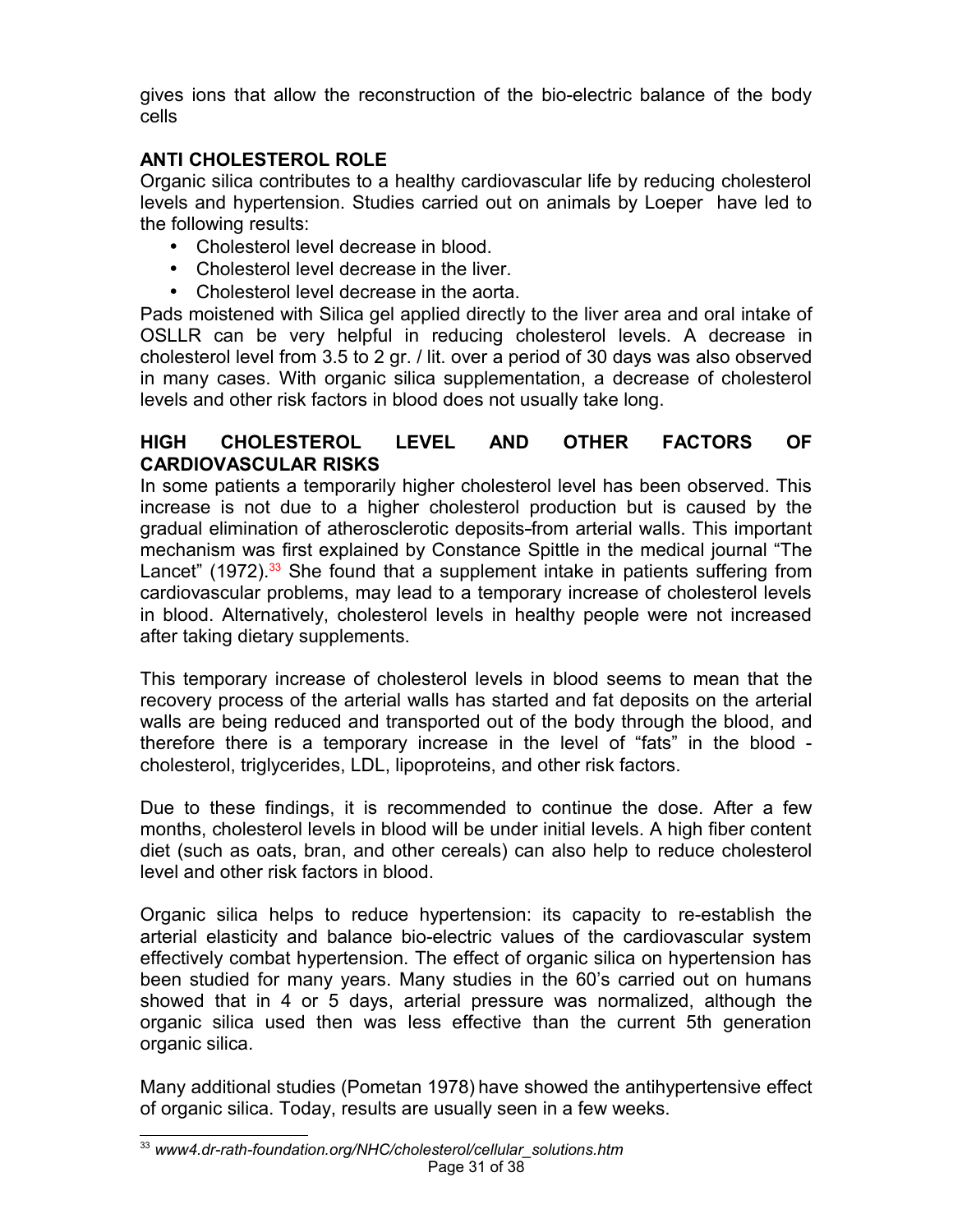gives ions that allow the reconstruction of the bio-electric balance of the body cells

## ANTI CHOLESTEROL ROLE

Organic silica contributes to a healthy cardiovascular life by reducing cholesterol levels and hypertension. Studies carried out on animals by Loeper have led to the following results:

- Cholesterol level decrease in blood.
- Cholesterol level decrease in the liver.
- Cholesterol level decrease in the aorta.

Pads moistened with Silica gel applied directly to the liver area and oral intake of OSLLR can be very helpful in reducing cholesterol levels. A decrease in cholesterol level from 3.5 to 2 gr. / lit. over a period of 30 days was also observed in many cases. With organic silica supplementation, a decrease of cholesterol levels and other risk factors in blood does not usually take long.

## HIGH CHOLESTEROL LEVEL AND OTHER FACTORS OF CARDIOVASCULAR RISKS

In some patients a temporarily higher cholesterol level has been observed. This increase is not due to a higher cholesterol production but is caused by the gradual elimination of atherosclerotic deposits-from arterial walls. This important mechanism was first explained by Constance Spittle in the medical journal "The Lancet" (1972).[33] She found that a supplement intake in patients suffering from cardiovascular problems, may lead to a temporary increase of cholesterol levels in blood. Alternatively, cholesterol levels in healthy people were not increased after taking dietary supplements.

This temporary increase of cholesterol levels in blood seems to mean that the recovery process of the arterial walls has started and fat deposits on the arterial walls are being reduced and transported out of the body through the blood, and therefore there is a temporary increase in the level of "fats" in the blood - cholesterol, triglycerides, LDL, lipoproteins, and other risk factors.

Due to these findings, it is recommended to continue the dose. After a few months, cholesterol levels in blood will be under initial levels. A high fiber content diet (such as oats, bran, and other cereals) can also help to reduce cholesterol level and other risk factors in blood.

Organic silica helps to reduce hypertension: its capacity to re-establish the arterial elasticity and balance bio-electric values of the cardiovascular system effectively combat hypertension. The effect of organic silica on hypertension has been studied for many years. Many studies in the 60's carried out on humans showed that in 4 or 5 days, arterial pressure was normalized, although the organic silica used then was less effective than the current 5th generation organic silica.

Many additional studies (Pometan 1978) have showed the antihypertensive effect of organic silica. Today, results are usually seen in a few weeks.

[33] *www4.dr-rath-foundation.org/NHC/cholesterol/cellular_solutions.htm*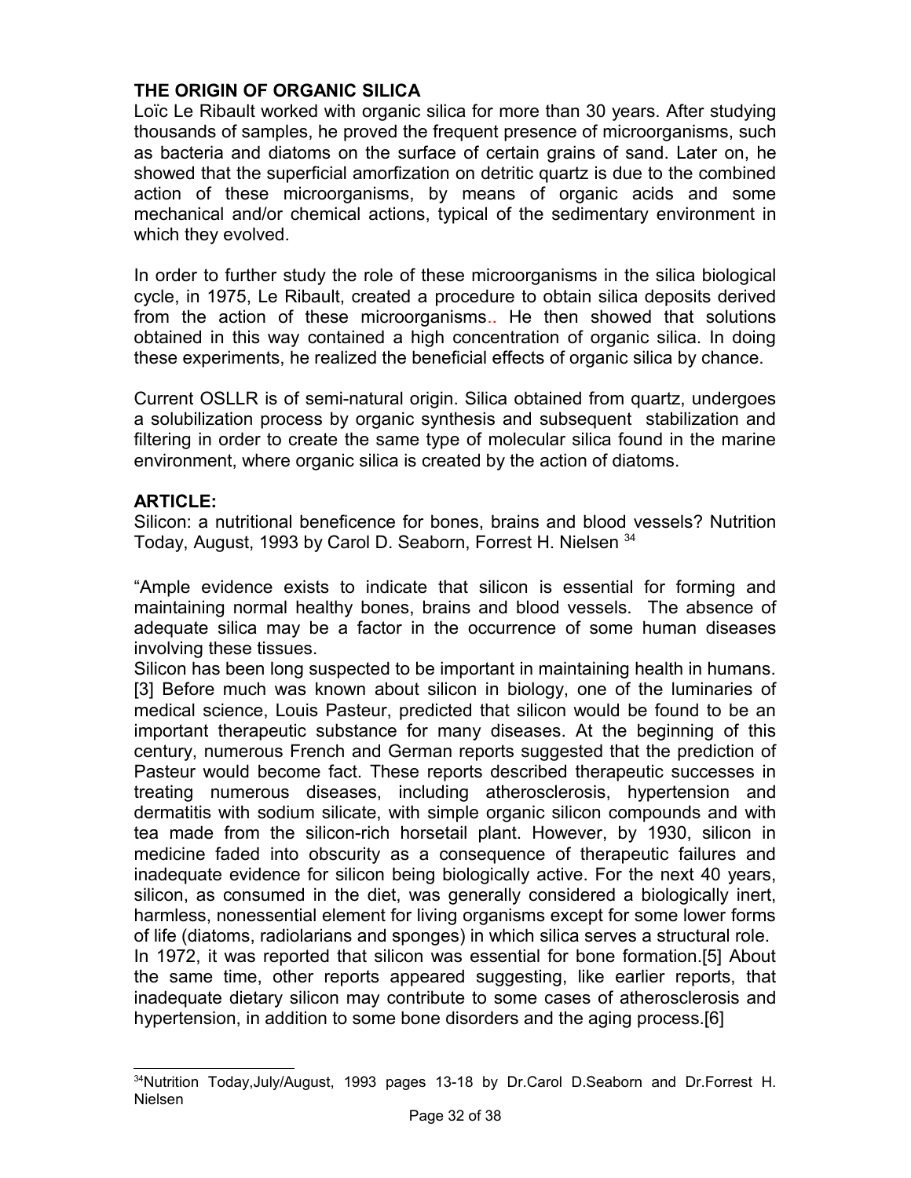**THE ORIGIN OF ORGANIC SILICA**

Loïc Le Ribault worked with organic silica for more than 30 years. After studying thousands of samples, he proved the frequent presence of microorganisms, such as bacteria and diatoms on the surface of certain grains of sand. Later on, he showed that the superficial amorfization on detritic quartz is due to the combined action of these microorganisms, by means of organic acids and some mechanical and/or chemical actions, typical of the sedimentary environment in which they evolved.

In order to further study the role of these microorganisms in the silica biological cycle, in 1975, Le Ribault, created a procedure to obtain silica deposits derived from the action of these microorganisms.. He then showed that solutions obtained in this way contained a high concentration of organic silica. In doing these experiments, he realized the beneficial effects of organic silica by chance.

Current OSLLR is of semi-natural origin. Silica obtained from quartz, undergoes a solubilization process by organic synthesis and subsequent stabilization and filtering in order to create the same type of molecular silica found in the marine environment, where organic silica is created by the action of diatoms.

**ARTICLE:**

Silicon: a nutritional beneficence for bones, brains and blood vessels? Nutrition Today, August, 1993 by Carol D. Seaborn, Forrest H. Nielsen [34]

"Ample evidence exists to indicate that silicon is essential for forming and maintaining normal healthy bones, brains and blood vessels. The absence of adequate silica may be a factor in the occurrence of some human diseases involving these tissues.

Silicon has been long suspected to be important in maintaining health in humans.[3] Before much was known about silicon in biology, one of the luminaries of medical science, Louis Pasteur, predicted that silicon would be found to be an important therapeutic substance for many diseases. At the beginning of this century, numerous French and German reports suggested that the prediction of Pasteur would become fact. These reports described therapeutic successes in treating numerous diseases, including atherosclerosis, hypertension and dermatitis with sodium silicate, with simple organic silicon compounds and with tea made from the silicon-rich horsetail plant. However, by 1930, silicon in medicine faded into obscurity as a consequence of therapeutic failures and inadequate evidence for silicon being biologically active. For the next 40 years, silicon, as consumed in the diet, was generally considered a biologically inert, harmless, nonessential element for living organisms except for some lower forms of life (diatoms, radiolarians and sponges) in which silica serves a structural role.

In 1972, it was reported that silicon was essential for bone formation.[5] About the same time, other reports appeared suggesting, like earlier reports, that inadequate dietary silicon may contribute to some cases of atherosclerosis and hypertension, in addition to some bone disorders and the aging process.[6]

---

[34] Nutrition Today,July/August, 1993 pages 13-18 by Dr.Carol D.Seaborn and Dr.Forrest H. Nielsen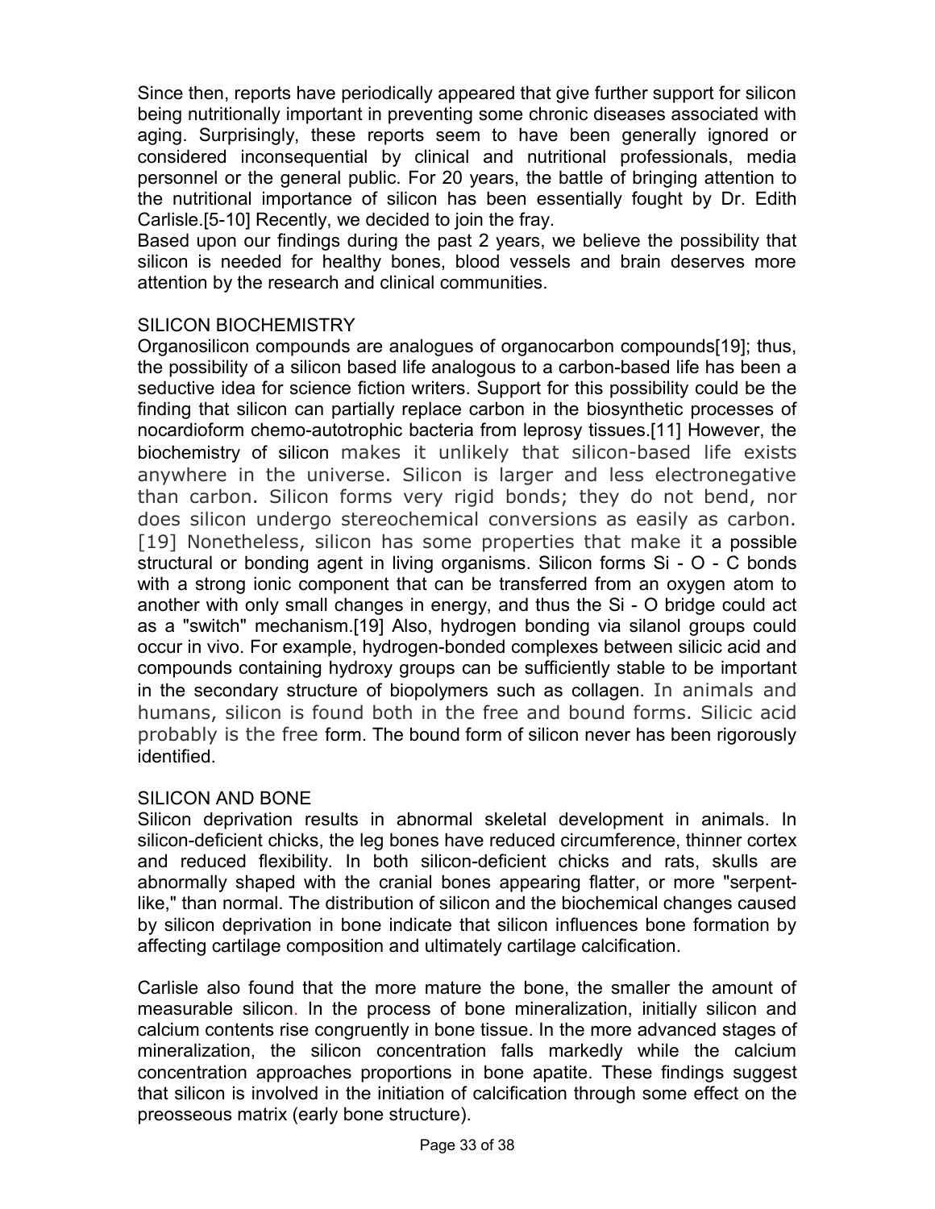Since then, reports have periodically appeared that give further support for silicon being nutritionally important in preventing some chronic diseases associated with aging. Surprisingly, these reports seem to have been generally ignored or considered inconsequential by clinical and nutritional professionals, media personnel or the general public. For 20 years, the battle of bringing attention to the nutritional importance of silicon has been essentially fought by Dr. Edith Carlisle.[5-10] Recently, we decided to join the fray.

Based upon our findings during the past 2 years, we believe the possibility that silicon is needed for healthy bones, blood vessels and brain deserves more attention by the research and clinical communities.

## SILICON BIOCHEMISTRY

Organosilicon compounds are analogues of organocarbon compounds[19]; thus, the possibility of a silicon based life analogous to a carbon-based life has been a seductive idea for science fiction writers. Support for this possibility could be the finding that silicon can partially replace carbon in the biosynthetic processes of nocardioform chemo-autotrophic bacteria from leprosy tissues.[11] However, the biochemistry of silicon makes it unlikely that silicon-based life exists anywhere in the universe. Silicon is larger and less electronegative than carbon. Silicon forms very rigid bonds; they do not bend, nor does silicon undergo stereochemical conversions as easily as carbon.[19] Nonetheless, silicon has some properties that make it a possible structural or bonding agent in living organisms. Silicon forms Si - O - C bonds with a strong ionic component that can be transferred from an oxygen atom to another with only small changes in energy, and thus the Si - O bridge could act as a "switch" mechanism.[19] Also, hydrogen bonding via silanol groups could occur in vivo. For example, hydrogen-bonded complexes between silicic acid and compounds containing hydroxy groups can be sufficiently stable to be important in the secondary structure of biopolymers such as collagen. In animals and humans, silicon is found both in the free and bound forms. Silicic acid probably is the free form. The bound form of silicon never has been rigorously identified.

## SILICON AND BONE

Silicon deprivation results in abnormal skeletal development in animals. In silicon-deficient chicks, the leg bones have reduced circumference, thinner cortex and reduced flexibility. In both silicon-deficient chicks and rats, skulls are abnormally shaped with the cranial bones appearing flatter, or more "serpent-like," than normal. The distribution of silicon and the biochemical changes caused by silicon deprivation in bone indicate that silicon influences bone formation by affecting cartilage composition and ultimately cartilage calcification.

Carlisle also found that the more mature the bone, the smaller the amount of measurable silicon. In the process of bone mineralization, initially silicon and calcium contents rise congruently in bone tissue. In the more advanced stages of mineralization, the silicon concentration falls markedly while the calcium concentration approaches proportions in bone apatite. These findings suggest that silicon is involved in the initiation of calcification through some effect on the preosseous matrix (early bone structure).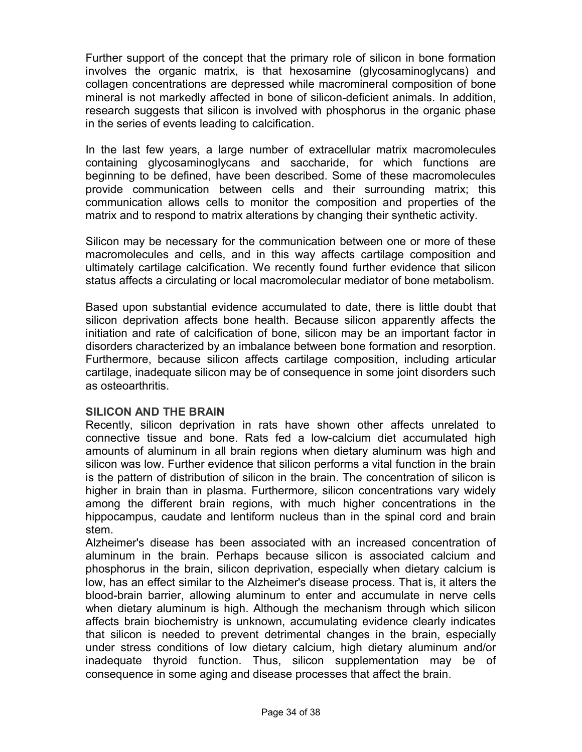Further support of the concept that the primary role of silicon in bone formation involves the organic matrix, is that hexosamine (glycosaminoglycans) and collagen concentrations are depressed while macromineral composition of bone mineral is not markedly affected in bone of silicon-deficient animals. In addition, research suggests that silicon is involved with phosphorus in the organic phase in the series of events leading to calcification.

In the last few years, a large number of extracellular matrix macromolecules containing glycosaminoglycans and saccharide, for which functions are beginning to be defined, have been described. Some of these macromolecules provide communication between cells and their surrounding matrix; this communication allows cells to monitor the composition and properties of the matrix and to respond to matrix alterations by changing their synthetic activity.

Silicon may be necessary for the communication between one or more of these macromolecules and cells, and in this way affects cartilage composition and ultimately cartilage calcification. We recently found further evidence that silicon status affects a circulating or local macromolecular mediator of bone metabolism.

Based upon substantial evidence accumulated to date, there is little doubt that silicon deprivation affects bone health. Because silicon apparently affects the initiation and rate of calcification of bone, silicon may be an important factor in disorders characterized by an imbalance between bone formation and resorption. Furthermore, because silicon affects cartilage composition, including articular cartilage, inadequate silicon may be of consequence in some joint disorders such as osteoarthritis.

**SILICON AND THE BRAIN**

Recently, silicon deprivation in rats have shown other affects unrelated to connective tissue and bone. Rats fed a low-calcium diet accumulated high amounts of aluminum in all brain regions when dietary aluminum was high and silicon was low. Further evidence that silicon performs a vital function in the brain is the pattern of distribution of silicon in the brain. The concentration of silicon is higher in brain than in plasma. Furthermore, silicon concentrations vary widely among the different brain regions, with much higher concentrations in the hippocampus, caudate and lentiform nucleus than in the spinal cord and brain stem.

Alzheimer's disease has been associated with an increased concentration of aluminum in the brain. Perhaps because silicon is associated calcium and phosphorus in the brain, silicon deprivation, especially when dietary calcium is low, has an effect similar to the Alzheimer's disease process. That is, it alters the blood-brain barrier, allowing aluminum to enter and accumulate in nerve cells when dietary aluminum is high. Although the mechanism through which silicon affects brain biochemistry is unknown, accumulating evidence clearly indicates that silicon is needed to prevent detrimental changes in the brain, especially under stress conditions of low dietary calcium, high dietary aluminum and/or inadequate thyroid function. Thus, silicon supplementation may be of consequence in some aging and disease processes that affect the brain.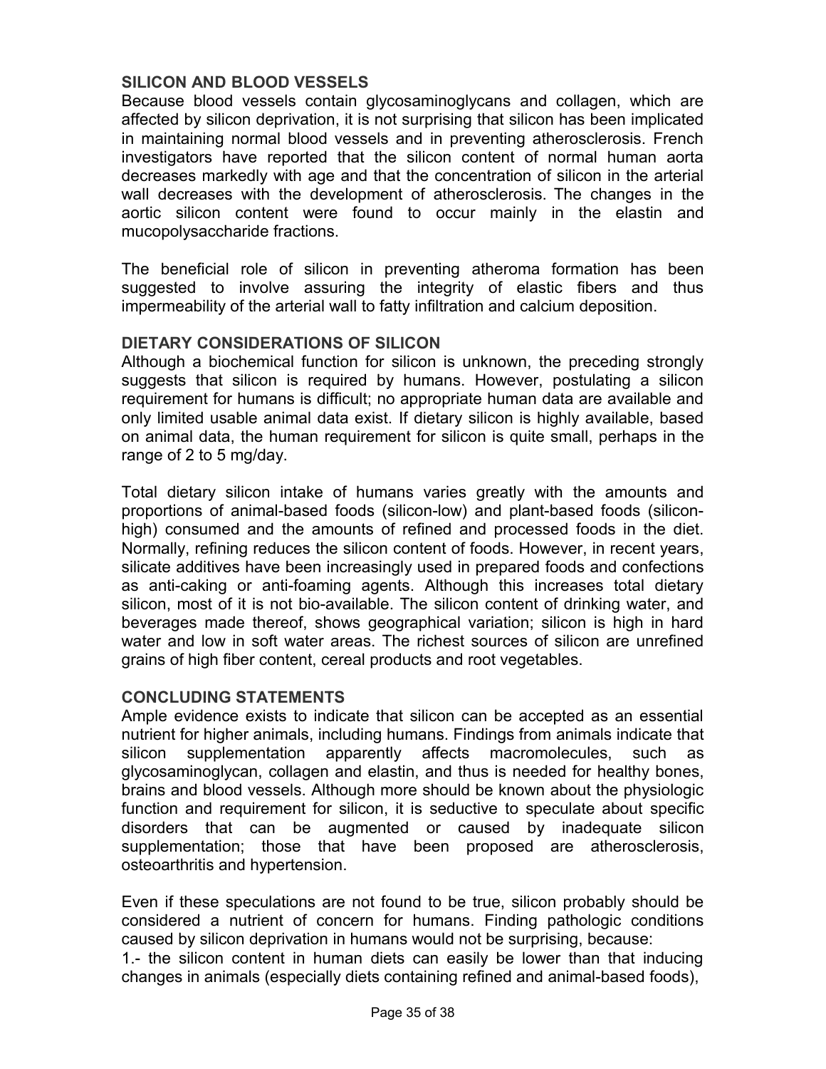## SILICON AND BLOOD VESSELS

Because blood vessels contain glycosaminoglycans and collagen, which are affected by silicon deprivation, it is not surprising that silicon has been implicated in maintaining normal blood vessels and in preventing atherosclerosis. French investigators have reported that the silicon content of normal human aorta decreases markedly with age and that the concentration of silicon in the arterial wall decreases with the development of atherosclerosis. The changes in the aortic silicon content were found to occur mainly in the elastin and mucopolysaccharide fractions.

The beneficial role of silicon in preventing atheroma formation has been suggested to involve assuring the integrity of elastic fibers and thus impermeability of the arterial wall to fatty infiltration and calcium deposition.

## DIETARY CONSIDERATIONS OF SILICON

Although a biochemical function for silicon is unknown, the preceding strongly suggests that silicon is required by humans. However, postulating a silicon requirement for humans is difficult; no appropriate human data are available and only limited usable animal data exist. If dietary silicon is highly available, based on animal data, the human requirement for silicon is quite small, perhaps in the range of 2 to 5 mg/day.

Total dietary silicon intake of humans varies greatly with the amounts and proportions of animal-based foods (silicon-low) and plant-based foods (silicon-high) consumed and the amounts of refined and processed foods in the diet. Normally, refining reduces the silicon content of foods. However, in recent years, silicate additives have been increasingly used in prepared foods and confections as anti-caking or anti-foaming agents. Although this increases total dietary silicon, most of it is not bio-available. The silicon content of drinking water, and beverages made thereof, shows geographical variation; silicon is high in hard water and low in soft water areas. The richest sources of silicon are unrefined grains of high fiber content, cereal products and root vegetables.

## CONCLUDING STATEMENTS

Ample evidence exists to indicate that silicon can be accepted as an essential nutrient for higher animals, including humans. Findings from animals indicate that silicon supplementation apparently affects macromolecules, such as glycosaminoglycan, collagen and elastin, and thus is needed for healthy bones, brains and blood vessels. Although more should be known about the physiologic function and requirement for silicon, it is seductive to speculate about specific disorders that can be augmented or caused by inadequate silicon supplementation; those that have been proposed are atherosclerosis, osteoarthritis and hypertension.

Even if these speculations are not found to be true, silicon probably should be considered a nutrient of concern for humans. Finding pathologic conditions caused by silicon deprivation in humans would not be surprising, because:

1.- the silicon content in human diets can easily be lower than that inducing changes in animals (especially diets containing refined and animal-based foods),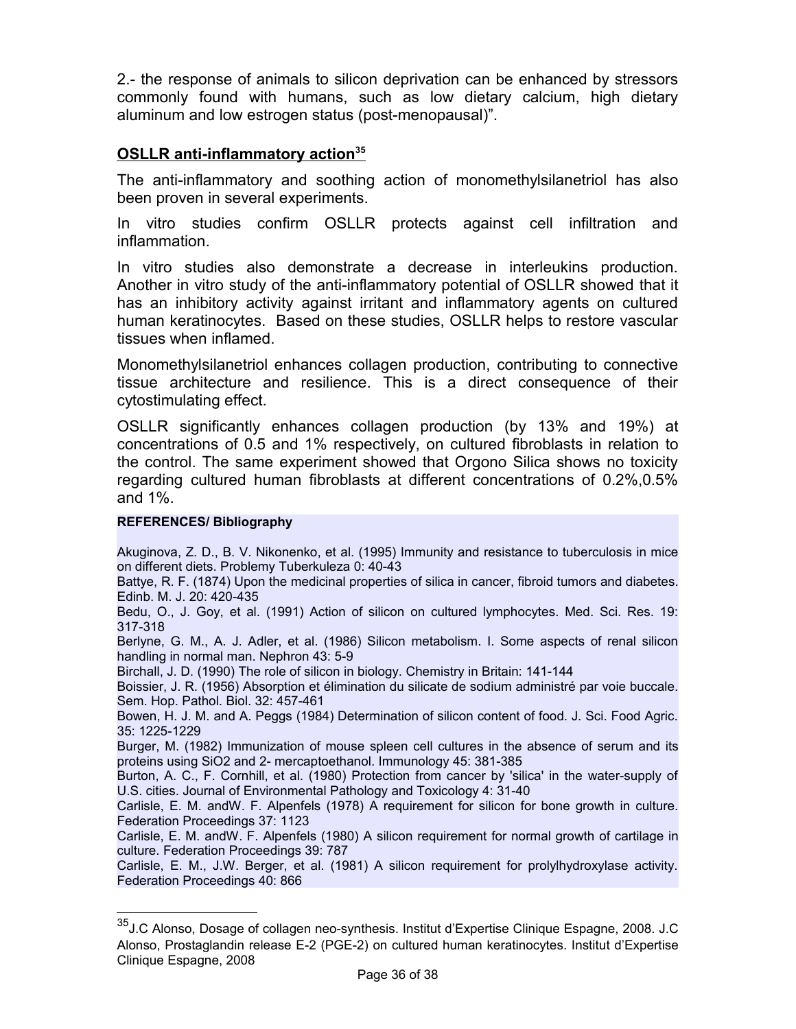2.- the response of animals to silicon deprivation can be enhanced by stressors commonly found with humans, such as low dietary calcium, high dietary aluminum and low estrogen status (post-menopausal)".

## OSLLR anti-inflammatory action[35]

The anti-inflammatory and soothing action of monomethylsilanetriol has also been proven in several experiments.

In vitro studies confirm OSLLR protects against cell infiltration and inflammation.

In vitro studies also demonstrate a decrease in interleukins production. Another in vitro study of the anti-inflammatory potential of OSLLR showed that it has an inhibitory activity against irritant and inflammatory agents on cultured human keratinocytes. Based on these studies, OSLLR helps to restore vascular tissues when inflamed.

Monomethylsilanetriol enhances collagen production, contributing to connective tissue architecture and resilience. This is a direct consequence of their cytostimulating effect.

OSLLR significantly enhances collagen production (by 13% and 19%) at concentrations of 0.5 and 1% respectively, on cultured fibroblasts in relation to the control. The same experiment showed that Orgono Silica shows no toxicity regarding cultured human fibroblasts at different concentrations of 0.2%,0.5% and 1%.

**REFERENCES/ Bibliography**

Akuginova, Z. D., B. V. Nikonenko, et al. (1995) Immunity and resistance to tuberculosis in mice on different diets. Problemy Tuberkuleza 0: 40-43

Battye, R. F. (1874) Upon the medicinal properties of silica in cancer, fibroid tumors and diabetes. Edinb. M. J. 20: 420-435

Bedu, O., J. Goy, et al. (1991) Action of silicon on cultured lymphocytes. Med. Sci. Res. 19: 317-318

Berlyne, G. M., A. J. Adler, et al. (1986) Silicon metabolism. I. Some aspects of renal silicon handling in normal man. Nephron 43: 5-9

Birchall, J. D. (1990) The role of silicon in biology. Chemistry in Britain: 141-144

Boissier, J. R. (1956) Absorption et élimination du silicate de sodium administré par voie buccale. Sem. Hop. Pathol. Biol. 32: 457-461

Bowen, H. J. M. and A. Peggs (1984) Determination of silicon content of food. J. Sci. Food Agric. 35: 1225-1229

Burger, M. (1982) Immunization of mouse spleen cell cultures in the absence of serum and its proteins using SiO2 and 2- mercaptoethanol. Immunology 45: 381-385

Burton, A. C., F. Cornhill, et al. (1980) Protection from cancer by 'silica' in the water-supply of U.S. cities. Journal of Environmental Pathology and Toxicology 4: 31-40

Carlisle, E. M. andW. F. Alpenfels (1978) A requirement for silicon for bone growth in culture. Federation Proceedings 37: 1123

Carlisle, E. M. andW. F. Alpenfels (1980) A silicon requirement for normal growth of cartilage in culture. Federation Proceedings 39: 787

Carlisle, E. M., J.W. Berger, et al. (1981) A silicon requirement for prolylhydroxylase activity. Federation Proceedings 40: 866

---

[35] J.C Alonso, Dosage of collagen neo-synthesis. Institut d'Expertise Clinique Espagne, 2008. J.C Alonso, Prostaglandin release E-2 (PGE-2) on cultured human keratinocytes. Institut d'Expertise Clinique Espagne, 2008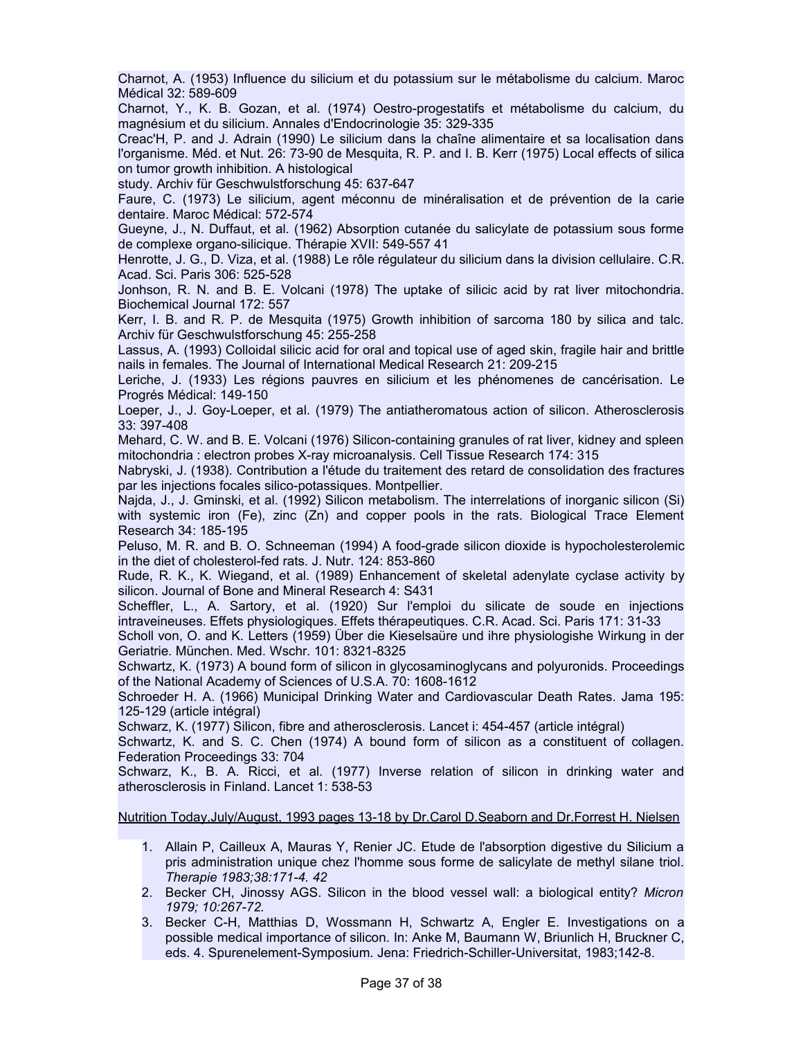Charnot, A. (1953) Influence du silicium et du potassium sur le métabolisme du calcium. Maroc Médical 32: 589-609

Charnot, Y., K. B. Gozan, et al. (1974) Oestro-progestatifs et métabolisme du calcium, du magnésium et du silicium. Annales d'Endocrinologie 35: 329-335

Creac'H, P. and J. Adrain (1990) Le silicium dans la chaîne alimentaire et sa localisation dans l'organisme. Méd. et Nut. 26: 73-90 de Mesquita, R. P. and I. B. Kerr (1975) Local effects of silica on tumor growth inhibition. A histological study. Archiv für Geschwulstforschung 45: 637-647

Faure, C. (1973) Le silicium, agent méconnu de minéralisation et de prévention de la carie dentaire. Maroc Médical: 572-574

Gueyne, J., N. Duffaut, et al. (1962) Absorption cutanée du salicylate de potassium sous forme de complexe organo-silicique. Thérapie XVII: 549-557 41

Henrotte, J. G., D. Viza, et al. (1988) Le rôle régulateur du silicium dans la division cellulaire. C.R. Acad. Sci. Paris 306: 525-528

Jonhson, R. N. and B. E. Volcani (1978) The uptake of silicic acid by rat liver mitochondria. Biochemical Journal 172: 557

Kerr, I. B. and R. P. de Mesquita (1975) Growth inhibition of sarcoma 180 by silica and talc. Archiv für Geschwulstforschung 45: 255-258

Lassus, A. (1993) Colloidal silicic acid for oral and topical use of aged skin, fragile hair and brittle nails in females. The Journal of International Medical Research 21: 209-215

Leriche, J. (1933) Les régions pauvres en silicium et les phénomenes de cancérisation. Le Progrés Médical: 149-150

Loeper, J., J. Goy-Loeper, et al. (1979) The antiatheromatous action of silicon. Atherosclerosis 33: 397-408

Mehard, C. W. and B. E. Volcani (1976) Silicon-containing granules of rat liver, kidney and spleen mitochondria : electron probes X-ray microanalysis. Cell Tissue Research 174: 315

Nabryski, J. (1938). Contribution a l'étude du traitement des retard de consolidation des fractures par les injections focales silico-potassiques. Montpellier.

Najda, J., J. Gminski, et al. (1992) Silicon metabolism. The interrelations of inorganic silicon (Si) with systemic iron (Fe), zinc (Zn) and copper pools in the rats. Biological Trace Element Research 34: 185-195

Peluso, M. R. and B. O. Schneeman (1994) A food-grade silicon dioxide is hypocholesterolemic in the diet of cholesterol-fed rats. J. Nutr. 124: 853-860

Rude, R. K., K. Wiegand, et al. (1989) Enhancement of skeletal adenylate cyclase activity by silicon. Journal of Bone and Mineral Research 4: S431

Scheffler, L., A. Sartory, et al. (1920) Sur l'emploi du silicate de soude en injections intraveineuses. Effets physiologiques. Effets thérapeutiques. C.R. Acad. Sci. Paris 171: 31-33

Scholl von, O. and K. Letters (1959) Ùber die Kieselsaüre und ihre physiologishe Wirkung in der Geriatrie. München. Med. Wschr. 101: 8321-8325

Schwartz, K. (1973) A bound form of silicon in glycosaminoglycans and polyuronids. Proceedings of the National Academy of Sciences of U.S.A. 70: 1608-1612

Schroeder H. A. (1966) Municipal Drinking Water and Cardiovascular Death Rates. Jama 195: 125-129 (article intégral)

Schwarz, K. (1977) Silicon, fibre and atherosclerosis. Lancet i: 454-457 (article intégral)

Schwarz, K. and S. C. Chen (1974) A bound form of silicon as a constituent of collagen. Federation Proceedings 33: 704

Schwarz, K., B. A. Ricci, et al. (1977) Inverse relation of silicon in drinking water and atherosclerosis in Finland. Lancet 1: 538-53

Nutrition Today,July/August, 1993 pages 13-18 by Dr.Carol D.Seaborn and Dr.Forrest H. Nielsen

1. Allain P, Cailleux A, Mauras Y, Renier JC. Etude de l'absorption digestive du Silicium a pris administration unique chez l'homme sous forme de salicylate de methyl silane triol. *Therapie 1983;38:171-4. 42*
2. Becker CH, Jinossy AGS. Silicon in the blood vessel wall: a biological entity? *Micron 1979; 10:267-72.*
3. Becker C-H, Matthias D, Wossmann H, Schwartz A, Engler E. Investigations on a possible medical importance of silicon. In: Anke M, Baumann W, Briunlich H, Bruckner C, eds. 4. Spurenelement-Symposium. Jena: Friedrich-Schiller-Universitat, 1983;142-8.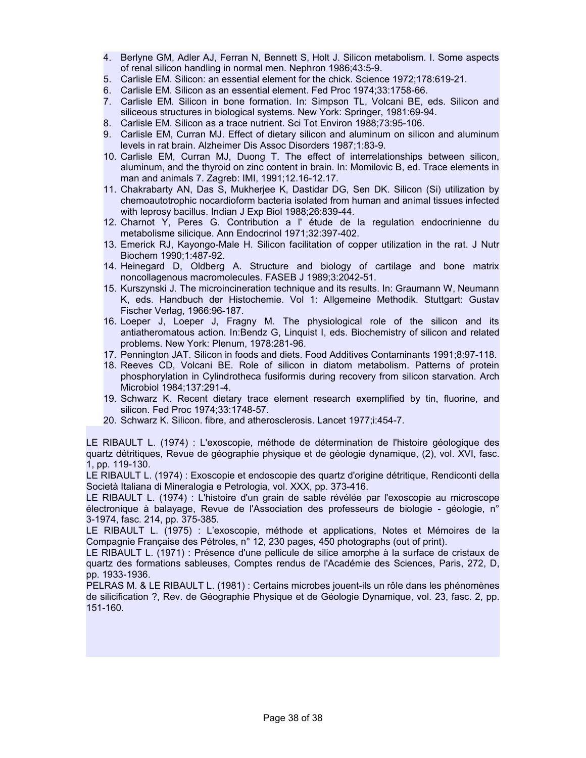4. Berlyne GM, Adler AJ, Ferran N, Bennett S, Holt J. Silicon metabolism. I. Some aspects of renal silicon handling in normal men. Nephron 1986;43:5-9.
5. Carlisle EM. Silicon: an essential element for the chick. Science 1972;178:619-21.
6. Carlisle EM. Silicon as an essential element. Fed Proc 1974;33:1758-66.
7. Carlisle EM. Silicon in bone formation. In: Simpson TL, Volcani BE, eds. Silicon and siliceous structures in biological systems. New York: Springer, 1981:69-94.
8. Carlisle EM. Silicon as a trace nutrient. Sci Tot Environ 1988;73:95-106.
9. Carlisle EM, Curran MJ. Effect of dietary silicon and aluminum on silicon and aluminum levels in rat brain. Alzheimer Dis Assoc Disorders 1987;1:83-9.
10. Carlisle EM, Curran MJ, Duong T. The effect of interrelationships between silicon, aluminum, and the thyroid on zinc content in brain. In: Momilovic B, ed. Trace elements in man and animals 7. Zagreb: IMI, 1991;12.16-12.17.
11. Chakrabarty AN, Das S, Mukherjee K, Dastidar DG, Sen DK. Silicon (Si) utilization by chemoautotrophic nocardioform bacteria isolated from human and animal tissues infected with leprosy bacillus. Indian J Exp Biol 1988;26:839-44.
12. Charnot Y, Peres G. Contribution a l' étude de la regulation endocrinienne du metabolisme silicique. Ann Endocrinol 1971;32:397-402.
13. Emerick RJ, Kayongo-Male H. Silicon facilitation of copper utilization in the rat. J Nutr Biochem 1990;1:487-92.
14. Heinegard D, Oldberg A. Structure and biology of cartilage and bone matrix noncollagenous macromolecules. FASEB J 1989;3:2042-51.
15. Kurszynski J. The microincineration technique and its results. In: Graumann W, Neumann K, eds. Handbuch der Histochemie. Vol 1: Allgemeine Methodik. Stuttgart: Gustav Fischer Verlag, 1966:96-187.
16. Loeper J, Loeper J, Fragny M. The physiological role of the silicon and its antiatheromatous action. In:Bendz G, Linquist I, eds. Biochemistry of silicon and related problems. New York: Plenum, 1978:281-96.
17. Pennington JAT. Silicon in foods and diets. Food Additives Contaminants 1991;8:97-118.
18. Reeves CD, Volcani BE. Role of silicon in diatom metabolism. Patterns of protein phosphorylation in Cylindrotheca fusiformis during recovery from silicon starvation. Arch Microbiol 1984;137:291-4.
19. Schwarz K. Recent dietary trace element research exemplified by tin, fluorine, and silicon. Fed Proc 1974;33:1748-57.
20. Schwarz K. Silicon. fibre, and atherosclerosis. Lancet 1977;i:454-7.

LE RIBAULT L. (1974) : L'exoscopie, méthode de détermination de l'histoire géologique des quartz détritiques, Revue de géographie physique et de géologie dynamique, (2), vol. XVI, fasc. 1, pp. 119-130.

LE RIBAULT L. (1974) : Exoscopie et endoscopie des quartz d'origine détritique, Rendiconti della Società Italiana di Mineralogia e Petrologia, vol. XXX, pp. 373-416.

LE RIBAULT L. (1974) : L'histoire d'un grain de sable révélée par l'exoscopie au microscope électronique à balayage, Revue de l'Association des professeurs de biologie - géologie, n° 3-1974, fasc. 214, pp. 375-385.

LE RIBAULT L. (1975) : L'exoscopie, méthode et applications, Notes et Mémoires de la Compagnie Française des Pétroles, n° 12, 230 pages, 450 photographs (out of print).

LE RIBAULT L. (1971) : Présence d'une pellicule de silice amorphe à la surface de cristaux de quartz des formations sableuses, Comptes rendus de l'Académie des Sciences, Paris, 272, D, pp. 1933-1936.

PELRAS M. & LE RIBAULT L. (1981) : Certains microbes jouent-ils un rôle dans les phénomènes de silicification ?, Rev. de Géographie Physique et de Géologie Dynamique, vol. 23, fasc. 2, pp. 151-160.